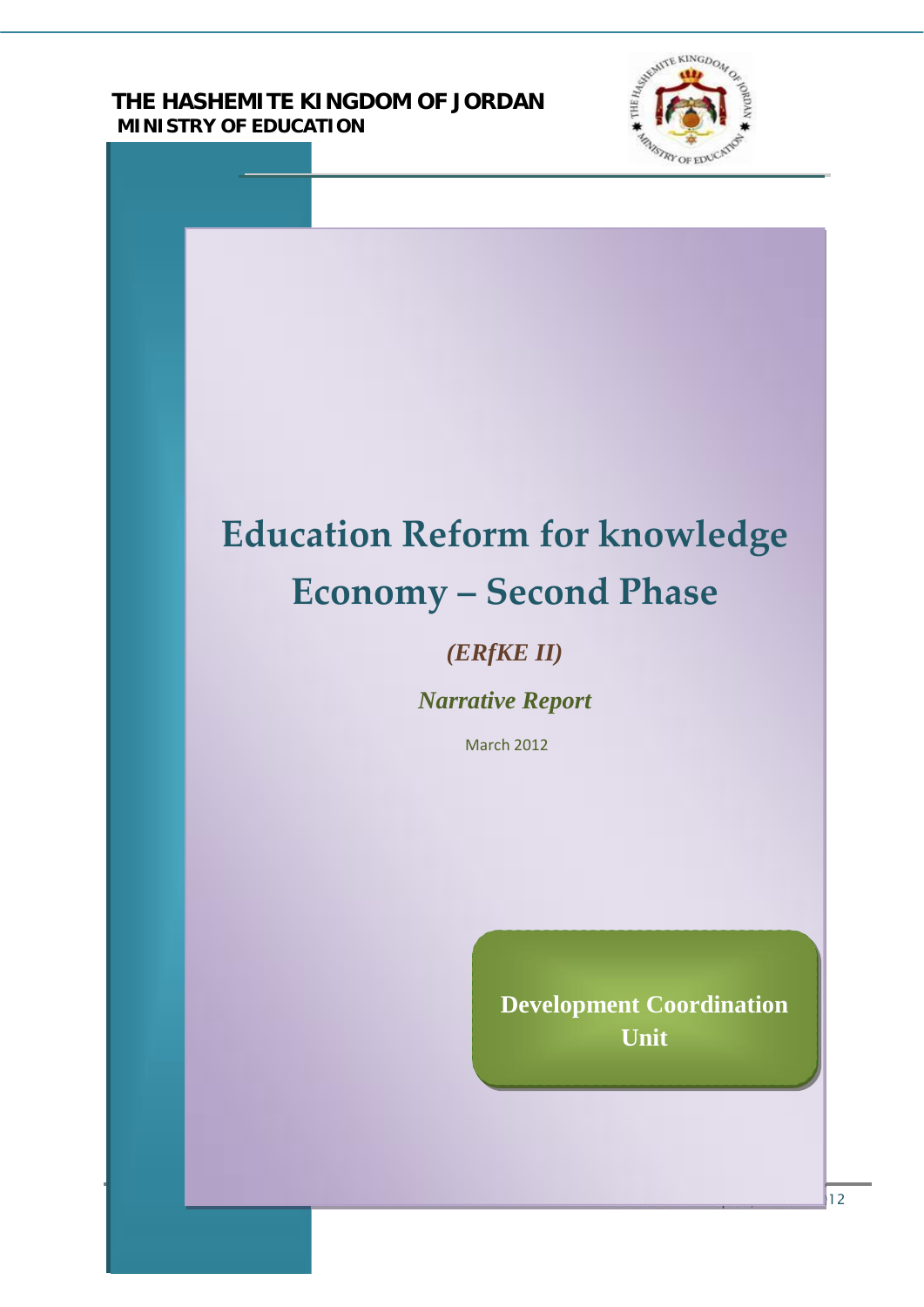**THE HASHEMITE KINGDOM OF JORDAN**
**MINISTRY OF EDUCATION**

# Education Reform for knowledge Economy – Second Phase

***(ERfKE II)***

***Narrative Report***

March 2012

**Development Coordination Unit**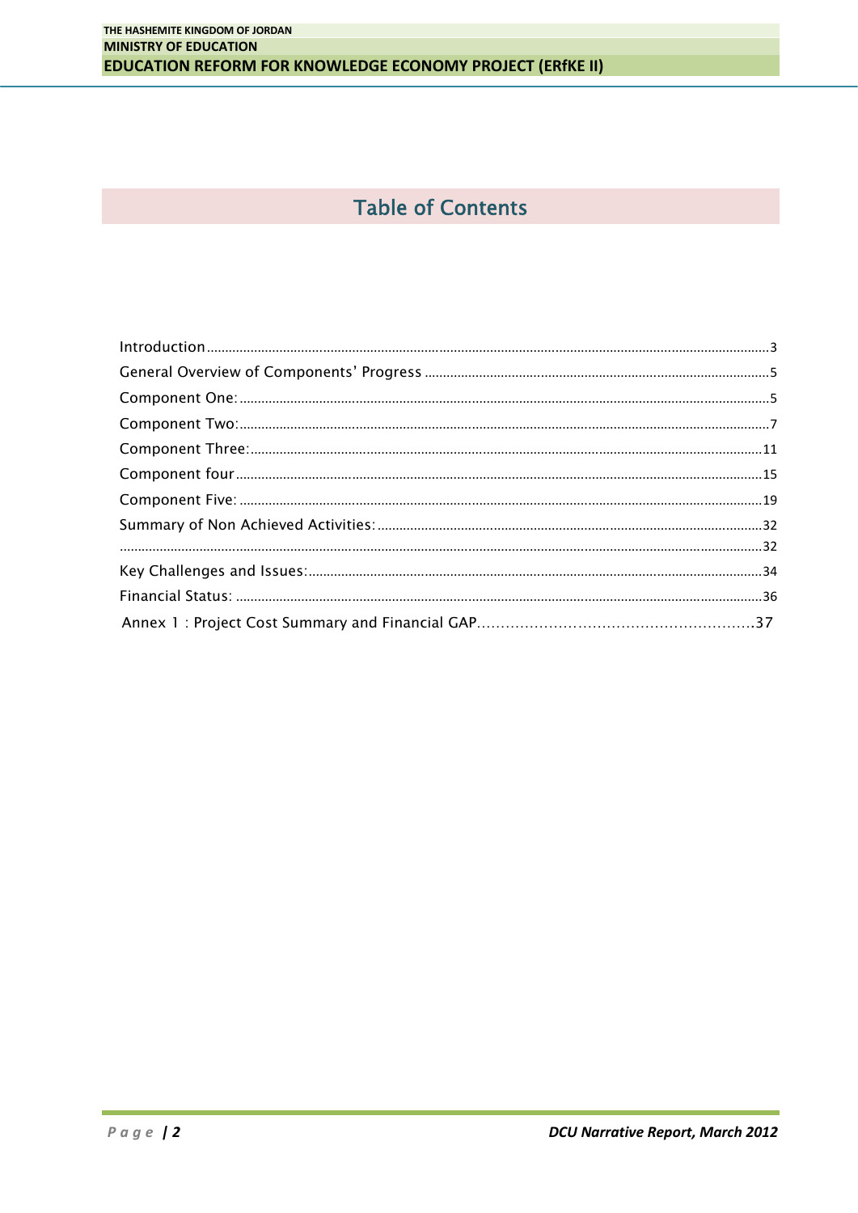# Table of Contents

Introduction ........................................................................................................ 3

General Overview of Components' Progress ........................................................ 5

Component One: ..................................................................................................... 5

Component Two: ..................................................................................................... 7

Component Three: .................................................................................................. 11

Component four ..................................................................................................... 15

Component Five: .................................................................................................... 19

Summary of Non Achieved Activities: .................................................................. 32

.............................................................................................................................. 32

Key Challenges and Issues: ................................................................................... 34

Financial Status: ..................................................................................................... 36

Annex 1 : Project Cost Summary and Financial GAP.............................................37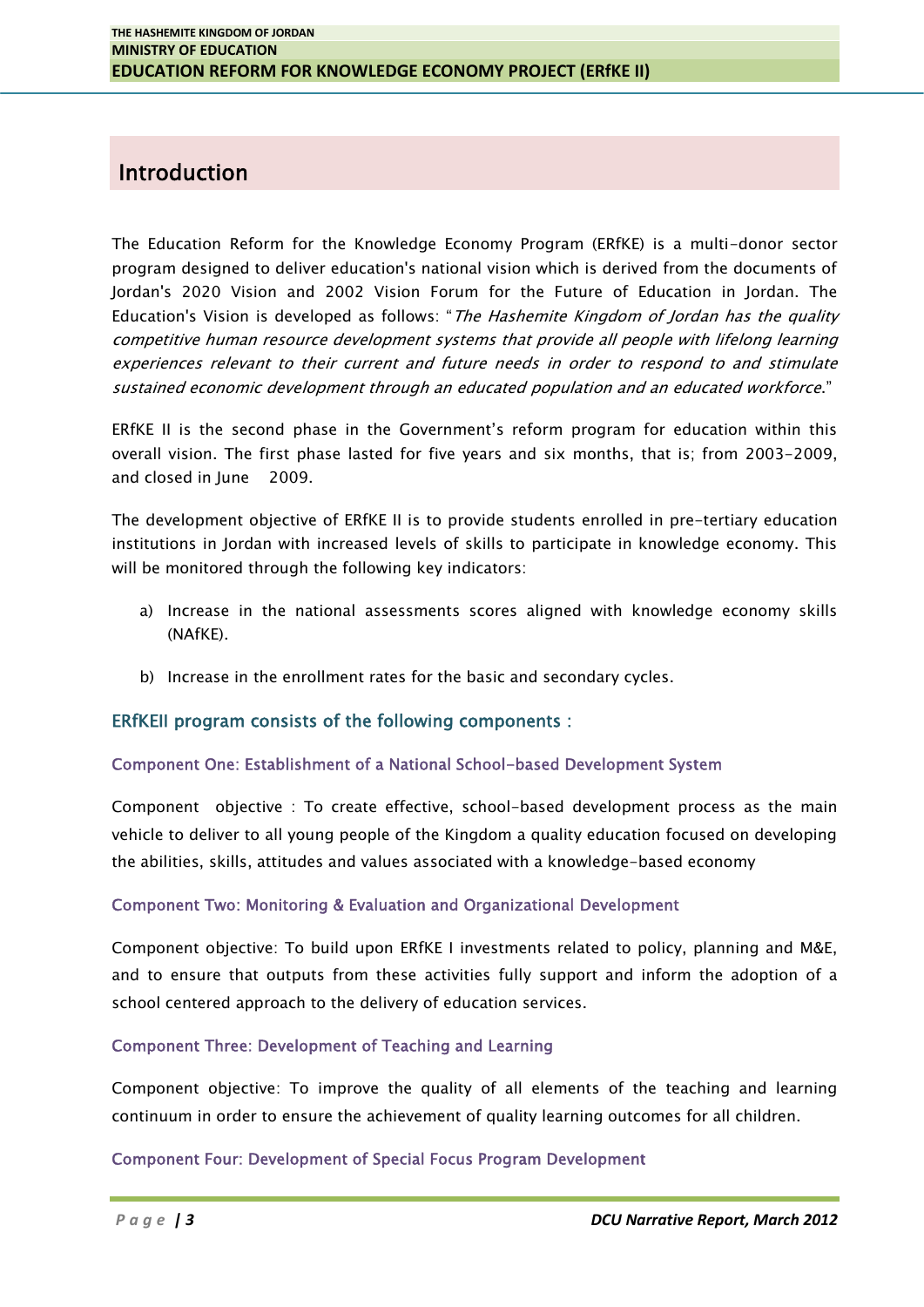## Introduction

The Education Reform for the Knowledge Economy Program (ERfKE) is a multi-donor sector program designed to deliver education's national vision which is derived from the documents of Jordan's 2020 Vision and 2002 Vision Forum for the Future of Education in Jordan. The Education's Vision is developed as follows: "*The Hashemite Kingdom of Jordan has the quality competitive human resource development systems that provide all people with lifelong learning experiences relevant to their current and future needs in order to respond to and stimulate sustained economic development through an educated population and an educated workforce*."

ERfKE II is the second phase in the Government's reform program for education within this overall vision. The first phase lasted for five years and six months, that is; from 2003-2009, and closed in June 2009.

The development objective of ERfKE II is to provide students enrolled in pre-tertiary education institutions in Jordan with increased levels of skills to participate in knowledge economy. This will be monitored through the following key indicators:

a) Increase in the national assessments scores aligned with knowledge economy skills (NAfKE).

b) Increase in the enrollment rates for the basic and secondary cycles.

### ERfKEII program consists of the following components :

#### Component One: Establishment of a National School-based Development System

Component objective : To create effective, school-based development process as the main vehicle to deliver to all young people of the Kingdom a quality education focused on developing the abilities, skills, attitudes and values associated with a knowledge-based economy

#### Component Two: Monitoring & Evaluation and Organizational Development

Component objective: To build upon ERfKE I investments related to policy, planning and M&E, and to ensure that outputs from these activities fully support and inform the adoption of a school centered approach to the delivery of education services.

#### Component Three: Development of Teaching and Learning

Component objective: To improve the quality of all elements of the teaching and learning continuum in order to ensure the achievement of quality learning outcomes for all children.

#### Component Four: Development of Special Focus Program Development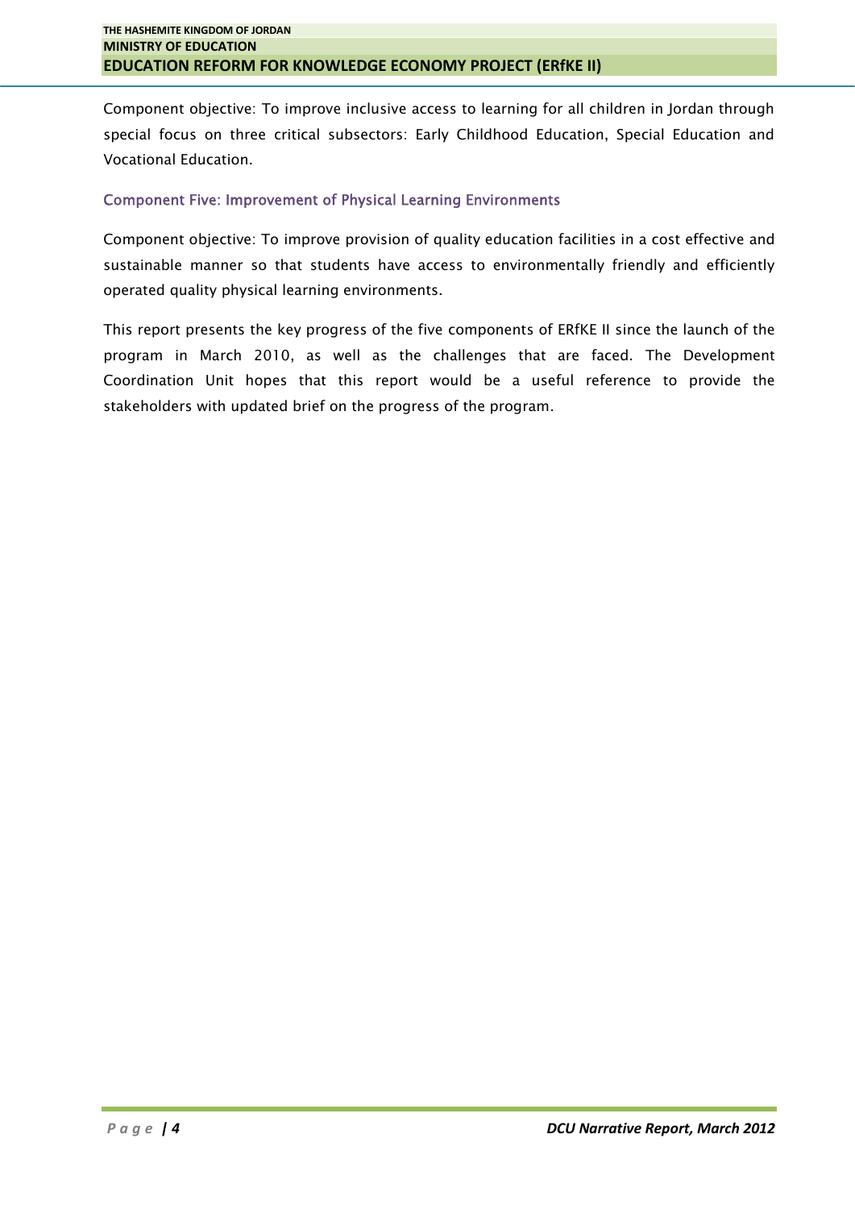Component objective: To improve inclusive access to learning for all children in Jordan through special focus on three critical subsectors: Early Childhood Education, Special Education and Vocational Education.

### Component Five: Improvement of Physical Learning Environments

Component objective: To improve provision of quality education facilities in a cost effective and sustainable manner so that students have access to environmentally friendly and efficiently operated quality physical learning environments.

This report presents the key progress of the five components of ERfKE II since the launch of the program in March 2010, as well as the challenges that are faced. The Development Coordination Unit hopes that this report would be a useful reference to provide the stakeholders with updated brief on the progress of the program.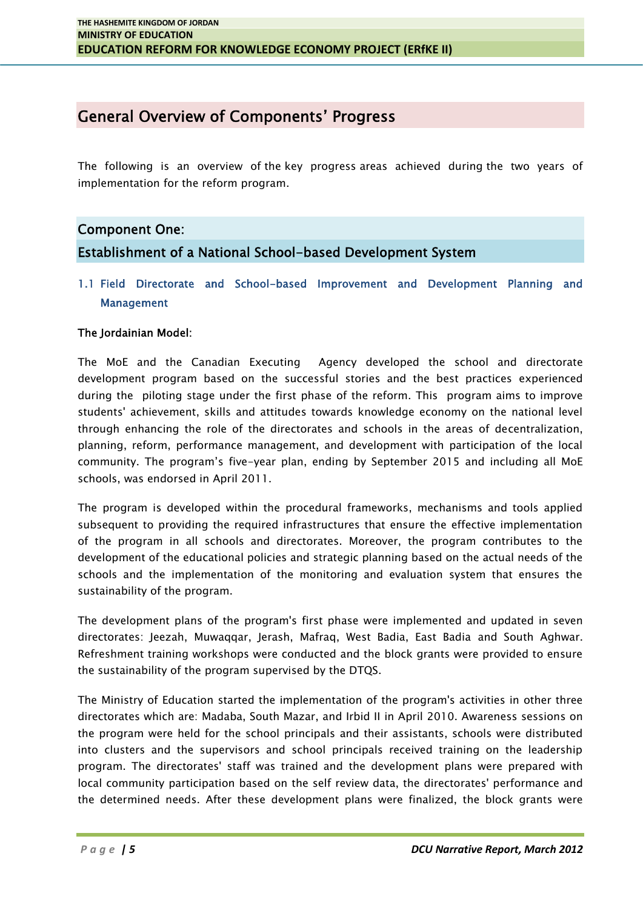# General Overview of Components' Progress

The following is an overview of the key progress areas achieved during the two years of implementation for the reform program.

## Component One:
## Establishment of a National School-based Development System

### 1.1 Field Directorate and School-based Improvement and Development Planning and Management

**The Jordainian Model:**

The MoE and the Canadian Executing Agency developed the school and directorate development program based on the successful stories and the best practices experienced during the piloting stage under the first phase of the reform. This program aims to improve students' achievement, skills and attitudes towards knowledge economy on the national level through enhancing the role of the directorates and schools in the areas of decentralization, planning, reform, performance management, and development with participation of the local community. The program's five-year plan, ending by September 2015 and including all MoE schools, was endorsed in April 2011.

The program is developed within the procedural frameworks, mechanisms and tools applied subsequent to providing the required infrastructures that ensure the effective implementation of the program in all schools and directorates. Moreover, the program contributes to the development of the educational policies and strategic planning based on the actual needs of the schools and the implementation of the monitoring and evaluation system that ensures the sustainability of the program.

The development plans of the program's first phase were implemented and updated in seven directorates: Jeezah, Muwaqqar, Jerash, Mafraq, West Badia, East Badia and South Aghwar. Refreshment training workshops were conducted and the block grants were provided to ensure the sustainability of the program supervised by the DTQS.

The Ministry of Education started the implementation of the program's activities in other three directorates which are: Madaba, South Mazar, and Irbid II in April 2010. Awareness sessions on the program were held for the school principals and their assistants, schools were distributed into clusters and the supervisors and school principals received training on the leadership program. The directorates' staff was trained and the development plans were prepared with local community participation based on the self review data, the directorates' performance and the determined needs. After these development plans were finalized, the block grants were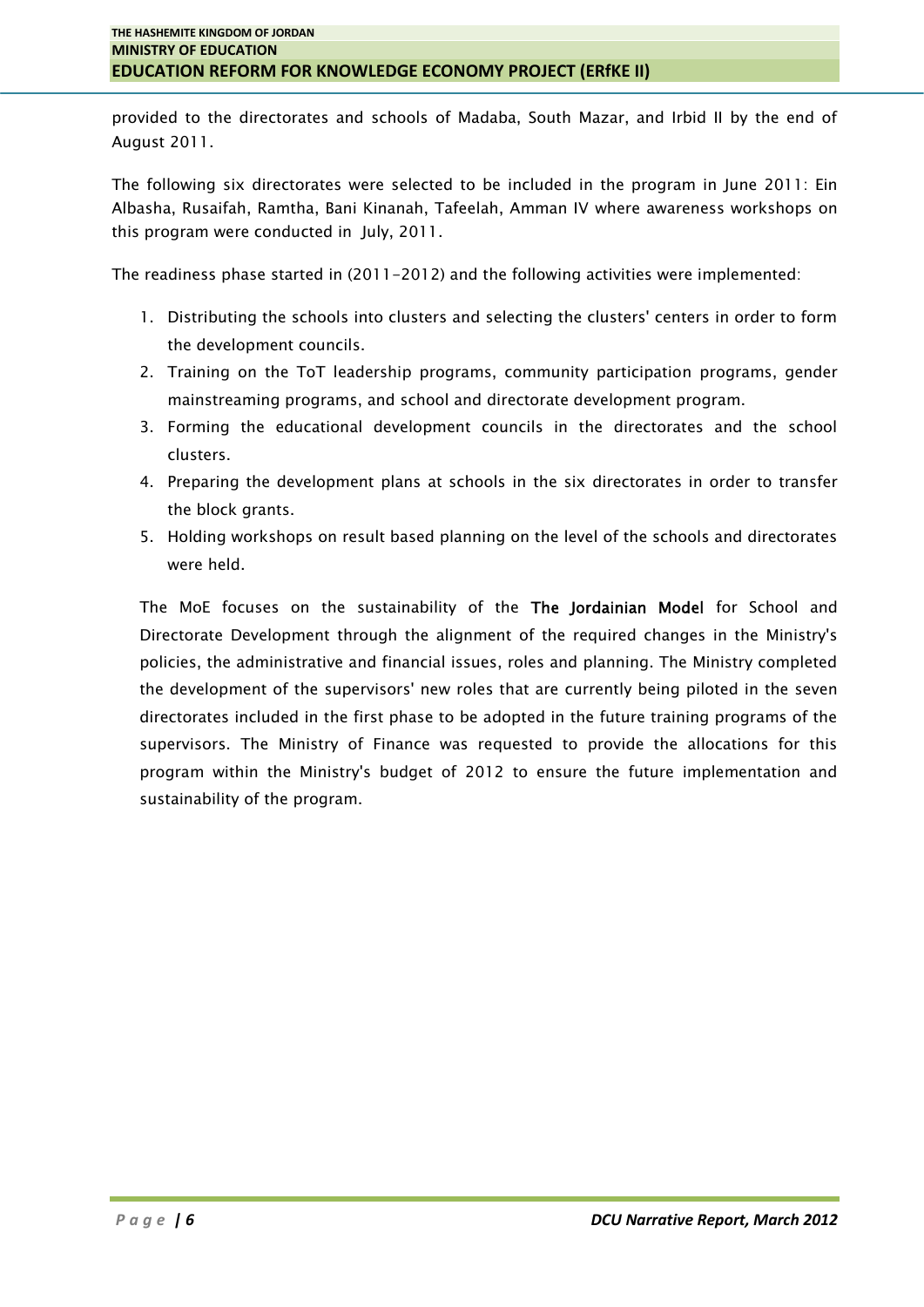provided to the directorates and schools of Madaba, South Mazar, and Irbid II by the end of August 2011.

The following six directorates were selected to be included in the program in June 2011: Ein Albasha, Rusaifah, Ramtha, Bani Kinanah, Tafeelah, Amman IV where awareness workshops on this program were conducted in July, 2011.

The readiness phase started in (2011-2012) and the following activities were implemented:

1. Distributing the schools into clusters and selecting the clusters' centers in order to form the development councils.
2. Training on the ToT leadership programs, community participation programs, gender mainstreaming programs, and school and directorate development program.
3. Forming the educational development councils in the directorates and the school clusters.
4. Preparing the development plans at schools in the six directorates in order to transfer the block grants.
5. Holding workshops on result based planning on the level of the schools and directorates were held.

The MoE focuses on the sustainability of the **The Jordainian Model** for School and Directorate Development through the alignment of the required changes in the Ministry's policies, the administrative and financial issues, roles and planning. The Ministry completed the development of the supervisors' new roles that are currently being piloted in the seven directorates included in the first phase to be adopted in the future training programs of the supervisors. The Ministry of Finance was requested to provide the allocations for this program within the Ministry's budget of 2012 to ensure the future implementation and sustainability of the program.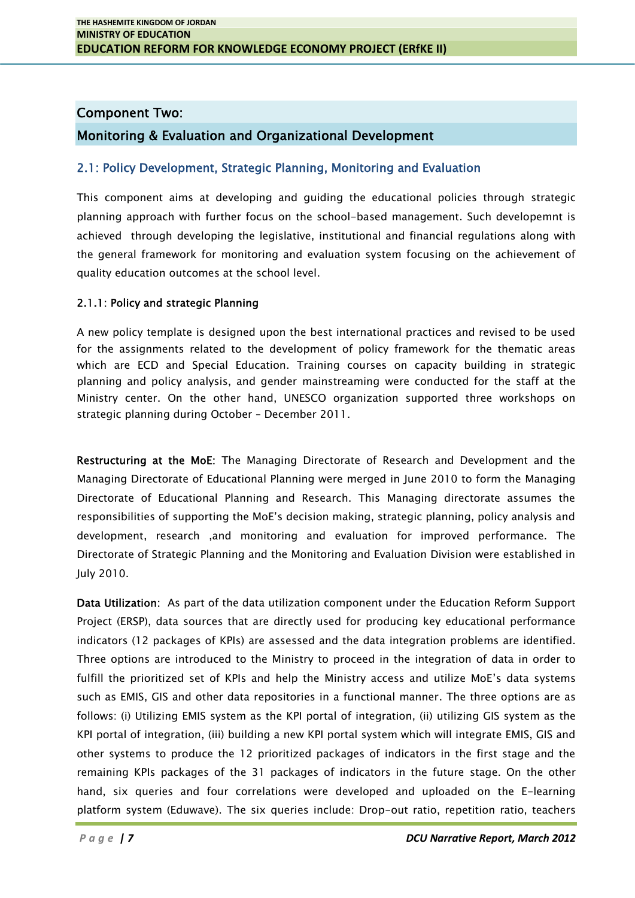## Component Two:

## Monitoring & Evaluation and Organizational Development

### 2.1: Policy Development, Strategic Planning, Monitoring and Evaluation

This component aims at developing and guiding the educational policies through strategic planning approach with further focus on the school-based management. Such developemnt is achieved through developing the legislative, institutional and financial regulations along with the general framework for monitoring and evaluation system focusing on the achievement of quality education outcomes at the school level.

#### 2.1.1: Policy and strategic Planning

A new policy template is designed upon the best international practices and revised to be used for the assignments related to the development of policy framework for the thematic areas which are ECD and Special Education. Training courses on capacity building in strategic planning and policy analysis, and gender mainstreaming were conducted for the staff at the Ministry center. On the other hand, UNESCO organization supported three workshops on strategic planning during October – December 2011.

**Restructuring at the MoE**: The Managing Directorate of Research and Development and the Managing Directorate of Educational Planning were merged in June 2010 to form the Managing Directorate of Educational Planning and Research. This Managing directorate assumes the responsibilities of supporting the MoE's decision making, strategic planning, policy analysis and development, research ,and monitoring and evaluation for improved performance. The Directorate of Strategic Planning and the Monitoring and Evaluation Division were established in July 2010.

**Data Utilization**: As part of the data utilization component under the Education Reform Support Project (ERSP), data sources that are directly used for producing key educational performance indicators (12 packages of KPIs) are assessed and the data integration problems are identified. Three options are introduced to the Ministry to proceed in the integration of data in order to fulfill the prioritized set of KPIs and help the Ministry access and utilize MoE's data systems such as EMIS, GIS and other data repositories in a functional manner. The three options are as follows: (i) Utilizing EMIS system as the KPI portal of integration, (ii) utilizing GIS system as the KPI portal of integration, (iii) building a new KPI portal system which will integrate EMIS, GIS and other systems to produce the 12 prioritized packages of indicators in the first stage and the remaining KPIs packages of the 31 packages of indicators in the future stage. On the other hand, six queries and four correlations were developed and uploaded on the E-learning platform system (Eduwave). The six queries include: Drop-out ratio, repetition ratio, teachers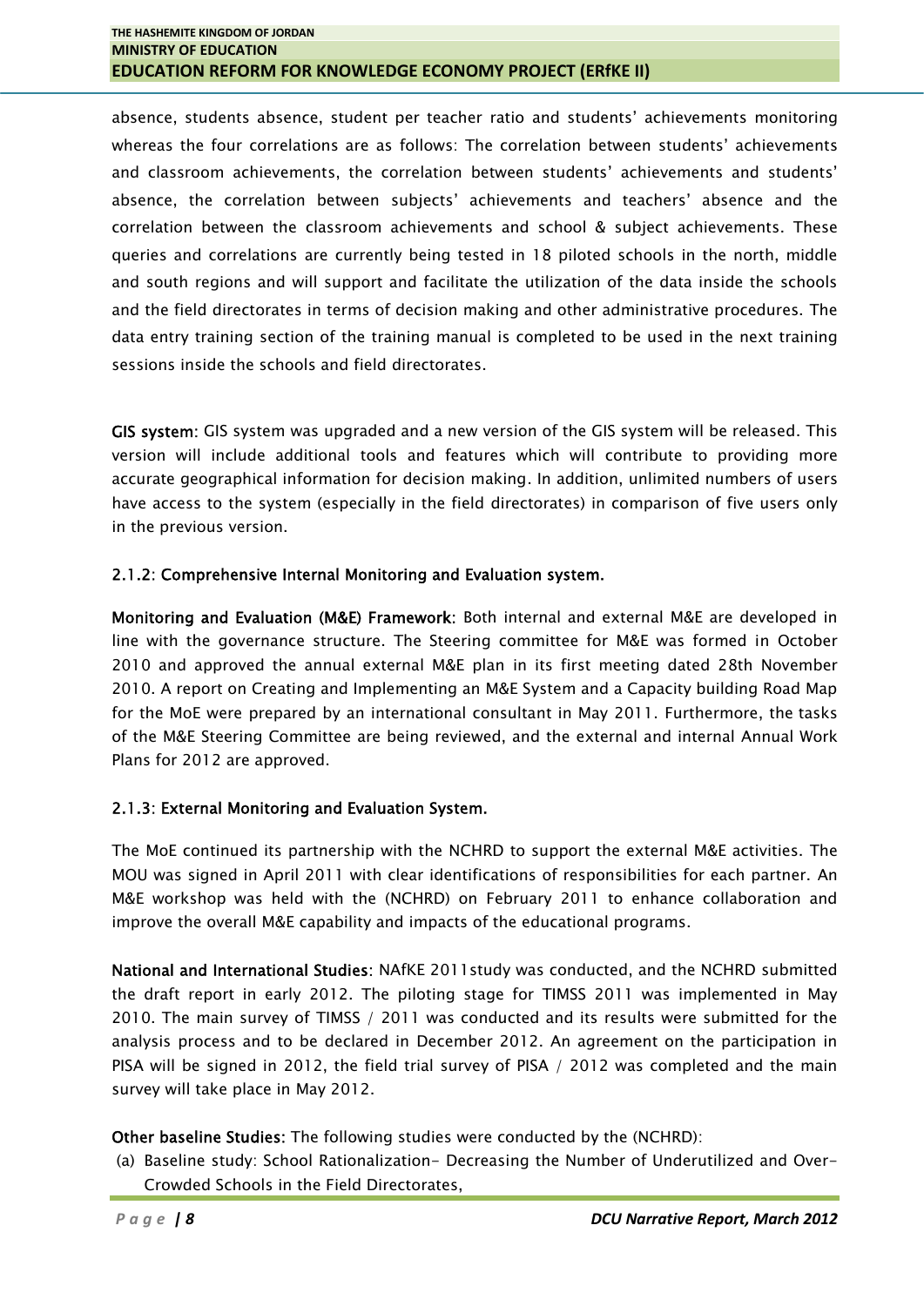absence, students absence, student per teacher ratio and students' achievements monitoring whereas the four correlations are as follows: The correlation between students' achievements and classroom achievements, the correlation between students' achievements and students' absence, the correlation between subjects' achievements and teachers' absence and the correlation between the classroom achievements and school & subject achievements. These queries and correlations are currently being tested in 18 piloted schools in the north, middle and south regions and will support and facilitate the utilization of the data inside the schools and the field directorates in terms of decision making and other administrative procedures. The data entry training section of the training manual is completed to be used in the next training sessions inside the schools and field directorates.

**GIS system:** GIS system was upgraded and a new version of the GIS system will be released. This version will include additional tools and features which will contribute to providing more accurate geographical information for decision making. In addition, unlimited numbers of users have access to the system (especially in the field directorates) in comparison of five users only in the previous version.

### 2.1.2: Comprehensive Internal Monitoring and Evaluation system.

**Monitoring and Evaluation (M&E) Framework:** Both internal and external M&E are developed in line with the governance structure. The Steering committee for M&E was formed in October 2010 and approved the annual external M&E plan in its first meeting dated 28th November 2010. A report on Creating and Implementing an M&E System and a Capacity building Road Map for the MoE were prepared by an international consultant in May 2011. Furthermore, the tasks of the M&E Steering Committee are being reviewed, and the external and internal Annual Work Plans for 2012 are approved.

### 2.1.3: External Monitoring and Evaluation System.

The MoE continued its partnership with the NCHRD to support the external M&E activities. The MOU was signed in April 2011 with clear identifications of responsibilities for each partner. An M&E workshop was held with the (NCHRD) on February 2011 to enhance collaboration and improve the overall M&E capability and impacts of the educational programs.

**National and International Studies**: NAfKE 2011study was conducted, and the NCHRD submitted the draft report in early 2012. The piloting stage for TIMSS 2011 was implemented in May 2010. The main survey of TIMSS / 2011 was conducted and its results were submitted for the analysis process and to be declared in December 2012. An agreement on the participation in PISA will be signed in 2012, the field trial survey of PISA / 2012 was completed and the main survey will take place in May 2012.

**Other baseline Studies:** The following studies were conducted by the (NCHRD):

(a) Baseline study: School Rationalization- Decreasing the Number of Underutilized and Over-Crowded Schools in the Field Directorates,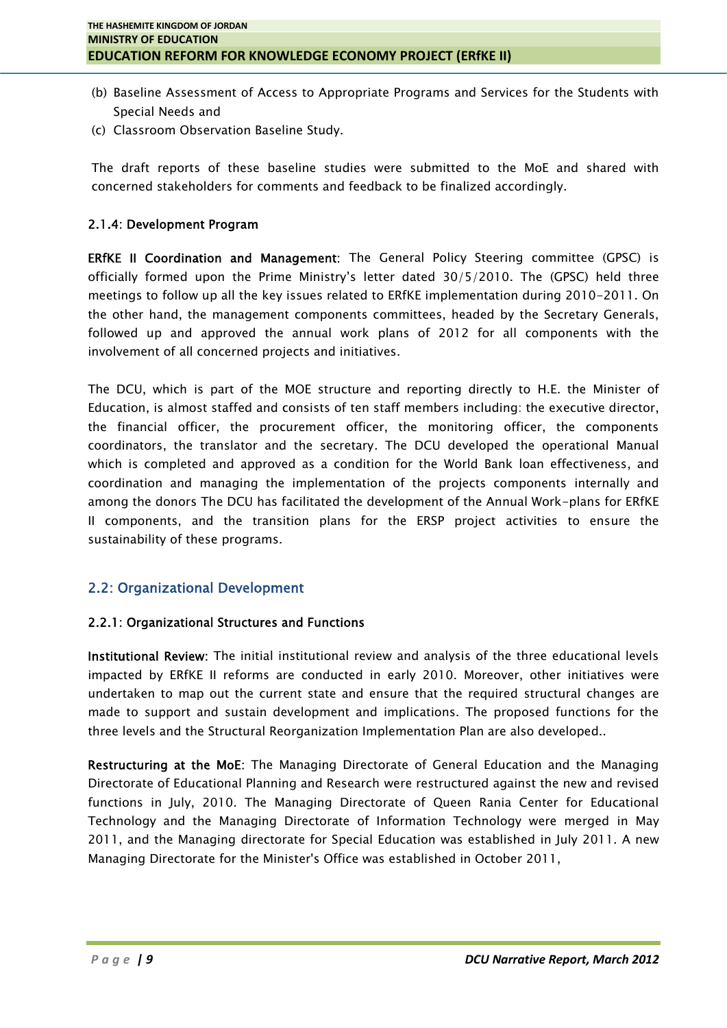(b) Baseline Assessment of Access to Appropriate Programs and Services for the Students with Special Needs and

(c) Classroom Observation Baseline Study.

The draft reports of these baseline studies were submitted to the MoE and shared with concerned stakeholders for comments and feedback to be finalized accordingly.

#### 2.1.4: Development Program

**ERfKE II Coordination and Management**: The General Policy Steering committee (GPSC) is officially formed upon the Prime Ministry's letter dated 30/5/2010. The (GPSC) held three meetings to follow up all the key issues related to ERfKE implementation during 2010-2011. On the other hand, the management components committees, headed by the Secretary Generals, followed up and approved the annual work plans of 2012 for all components with the involvement of all concerned projects and initiatives.

The DCU, which is part of the MOE structure and reporting directly to H.E. the Minister of Education, is almost staffed and consists of ten staff members including: the executive director, the financial officer, the procurement officer, the monitoring officer, the components coordinators, the translator and the secretary. The DCU developed the operational Manual which is completed and approved as a condition for the World Bank loan effectiveness, and coordination and managing the implementation of the projects components internally and among the donors The DCU has facilitated the development of the Annual Work-plans for ERfKE II components, and the transition plans for the ERSP project activities to ensure the sustainability of these programs.

### 2.2: Organizational Development

#### 2.2.1: Organizational Structures and Functions

**Institutional Review**: The initial institutional review and analysis of the three educational levels impacted by ERfKE II reforms are conducted in early 2010. Moreover, other initiatives were undertaken to map out the current state and ensure that the required structural changes are made to support and sustain development and implications. The proposed functions for the three levels and the Structural Reorganization Implementation Plan are also developed..

**Restructuring at the MoE**: The Managing Directorate of General Education and the Managing Directorate of Educational Planning and Research were restructured against the new and revised functions in July, 2010. The Managing Directorate of Queen Rania Center for Educational Technology and the Managing Directorate of Information Technology were merged in May 2011, and the Managing directorate for Special Education was established in July 2011. A new Managing Directorate for the Minister's Office was established in October 2011,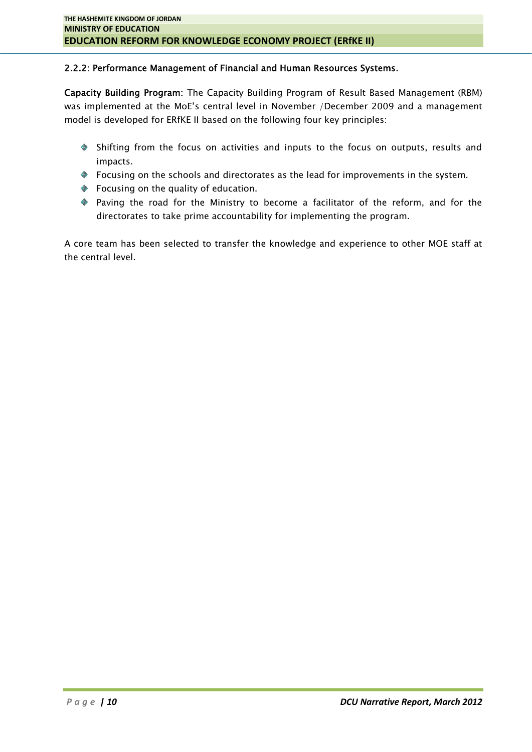### 2.2.2: Performance Management of Financial and Human Resources Systems.

**Capacity Building Program:** The Capacity Building Program of Result Based Management (RBM) was implemented at the MoE's central level in November /December 2009 and a management model is developed for ERfKE II based on the following four key principles:

- Shifting from the focus on activities and inputs to the focus on outputs, results and impacts.
- Focusing on the schools and directorates as the lead for improvements in the system.
- Focusing on the quality of education.
- Paving the road for the Ministry to become a facilitator of the reform, and for the directorates to take prime accountability for implementing the program.

A core team has been selected to transfer the knowledge and experience to other MOE staff at the central level.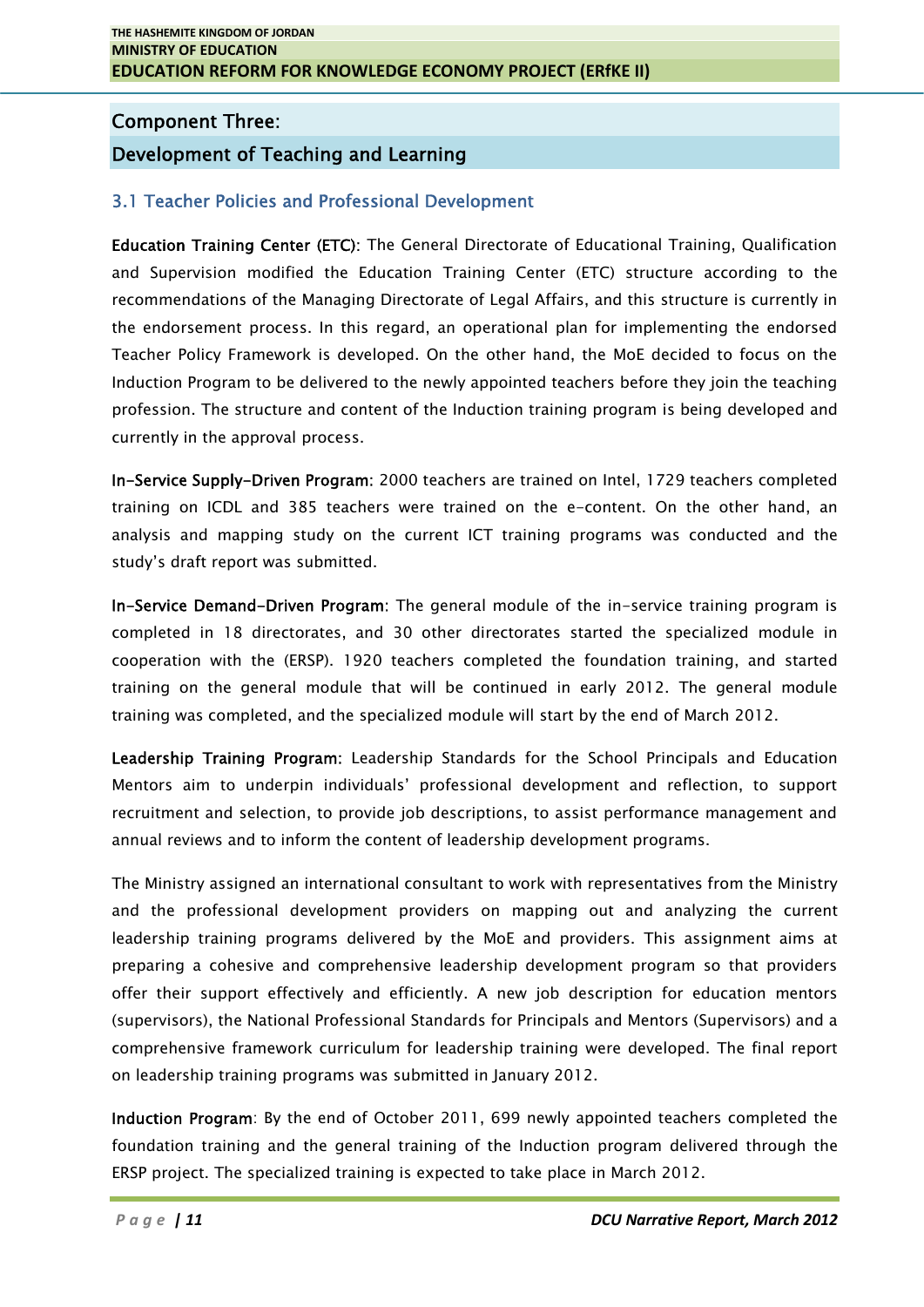# Component Three:

# Development of Teaching and Learning

## 3.1 Teacher Policies and Professional Development

**Education Training Center (ETC):** The General Directorate of Educational Training, Qualification and Supervision modified the Education Training Center (ETC) structure according to the recommendations of the Managing Directorate of Legal Affairs, and this structure is currently in the endorsement process. In this regard, an operational plan for implementing the endorsed Teacher Policy Framework is developed. On the other hand, the MoE decided to focus on the Induction Program to be delivered to the newly appointed teachers before they join the teaching profession. The structure and content of the Induction training program is being developed and currently in the approval process.

**In-Service Supply-Driven Program**: 2000 teachers are trained on Intel, 1729 teachers completed training on ICDL and 385 teachers were trained on the e-content. On the other hand, an analysis and mapping study on the current ICT training programs was conducted and the study's draft report was submitted.

**In-Service Demand-Driven Program**: The general module of the in-service training program is completed in 18 directorates, and 30 other directorates started the specialized module in cooperation with the (ERSP). 1920 teachers completed the foundation training, and started training on the general module that will be continued in early 2012. The general module training was completed, and the specialized module will start by the end of March 2012.

**Leadership Training Program:** Leadership Standards for the School Principals and Education Mentors aim to underpin individuals' professional development and reflection, to support recruitment and selection, to provide job descriptions, to assist performance management and annual reviews and to inform the content of leadership development programs.

The Ministry assigned an international consultant to work with representatives from the Ministry and the professional development providers on mapping out and analyzing the current leadership training programs delivered by the MoE and providers. This assignment aims at preparing a cohesive and comprehensive leadership development program so that providers offer their support effectively and efficiently. A new job description for education mentors (supervisors), the National Professional Standards for Principals and Mentors (Supervisors) and a comprehensive framework curriculum for leadership training were developed. The final report on leadership training programs was submitted in January 2012.

**Induction Program**: By the end of October 2011, 699 newly appointed teachers completed the foundation training and the general training of the Induction program delivered through the ERSP project. The specialized training is expected to take place in March 2012.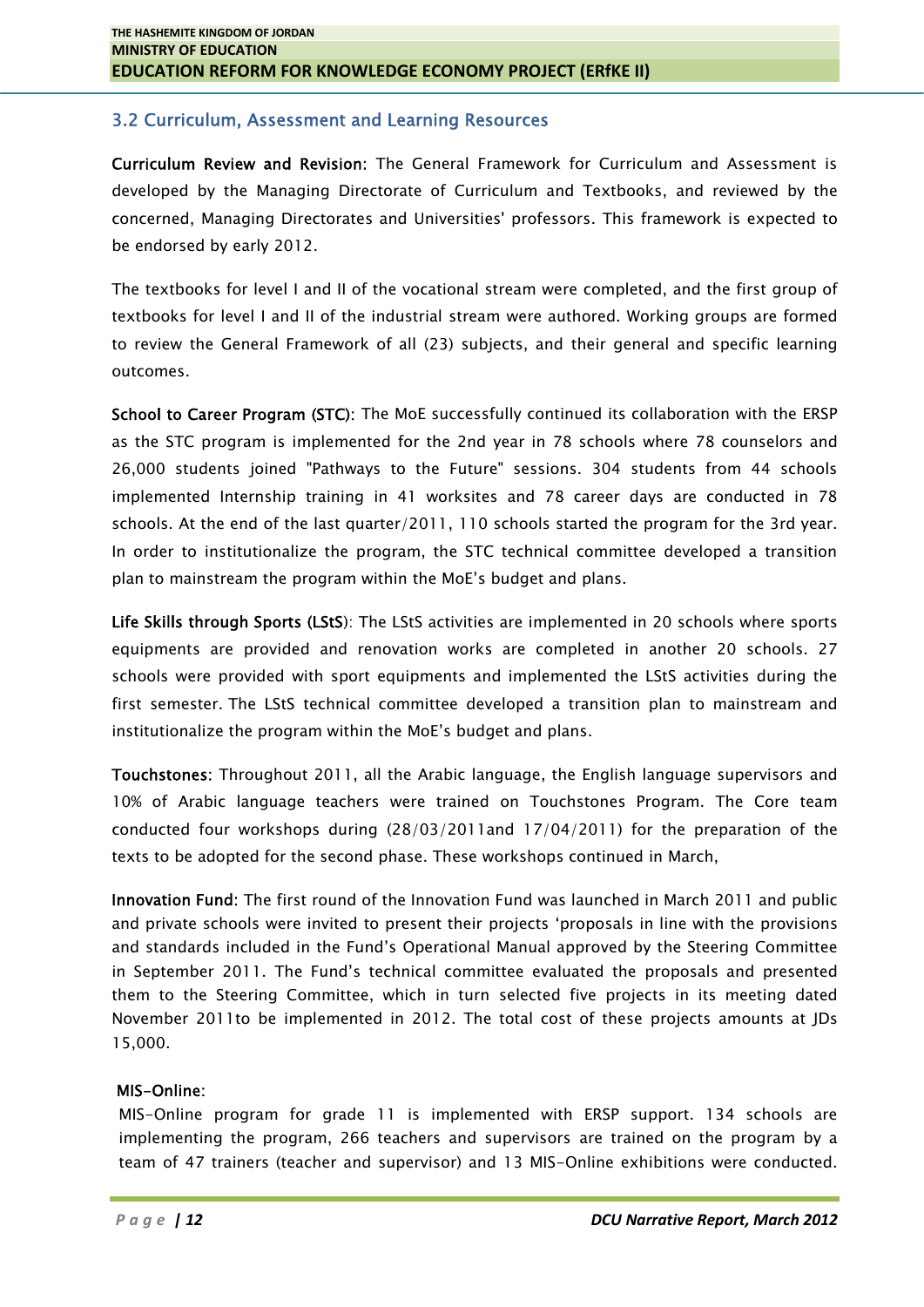## 3.2 Curriculum, Assessment and Learning Resources

**Curriculum Review and Revision:** The General Framework for Curriculum and Assessment is developed by the Managing Directorate of Curriculum and Textbooks, and reviewed by the concerned, Managing Directorates and Universities' professors. This framework is expected to be endorsed by early 2012.

The textbooks for level I and II of the vocational stream were completed, and the first group of textbooks for level I and II of the industrial stream were authored. Working groups are formed to review the General Framework of all (23) subjects, and their general and specific learning outcomes.

**School to Career Program (STC):** The MoE successfully continued its collaboration with the ERSP as the STC program is implemented for the 2nd year in 78 schools where 78 counselors and 26,000 students joined "Pathways to the Future" sessions. 304 students from 44 schools implemented Internship training in 41 worksites and 78 career days are conducted in 78 schools. At the end of the last quarter/2011, 110 schools started the program for the 3rd year. In order to institutionalize the program, the STC technical committee developed a transition plan to mainstream the program within the MoE's budget and plans.

**Life Skills through Sports (LStS)**: The LStS activities are implemented in 20 schools where sports equipments are provided and renovation works are completed in another 20 schools. 27 schools were provided with sport equipments and implemented the LStS activities during the first semester. The LStS technical committee developed a transition plan to mainstream and institutionalize the program within the MoE's budget and plans.

**Touchstones:** Throughout 2011, all the Arabic language, the English language supervisors and 10% of Arabic language teachers were trained on Touchstones Program. The Core team conducted four workshops during (28/03/2011and 17/04/2011) for the preparation of the texts to be adopted for the second phase. These workshops continued in March,

**Innovation Fund**: The first round of the Innovation Fund was launched in March 2011 and public and private schools were invited to present their projects 'proposals in line with the provisions and standards included in the Fund's Operational Manual approved by the Steering Committee in September 2011. The Fund's technical committee evaluated the proposals and presented them to the Steering Committee, which in turn selected five projects in its meeting dated November 2011to be implemented in 2012. The total cost of these projects amounts at JDs 15,000.

**MIS-Online**:

MIS-Online program for grade 11 is implemented with ERSP support. 134 schools are implementing the program, 266 teachers and supervisors are trained on the program by a team of 47 trainers (teacher and supervisor) and 13 MIS-Online exhibitions were conducted.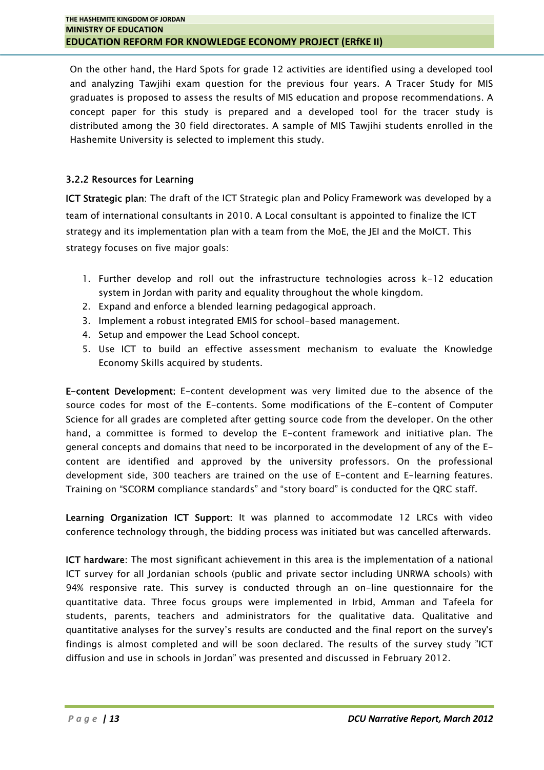On the other hand, the Hard Spots for grade 12 activities are identified using a developed tool and analyzing Tawjihi exam question for the previous four years. A Tracer Study for MIS graduates is proposed to assess the results of MIS education and propose recommendations. A concept paper for this study is prepared and a developed tool for the tracer study is distributed among the 30 field directorates. A sample of MIS Tawjihi students enrolled in the Hashemite University is selected to implement this study.

### 3.2.2 Resources for Learning

**ICT Strategic plan**: The draft of the ICT Strategic plan and Policy Framework was developed by a team of international consultants in 2010. A Local consultant is appointed to finalize the ICT strategy and its implementation plan with a team from the MoE, the JEI and the MoICT. This strategy focuses on five major goals:

1. Further develop and roll out the infrastructure technologies across k-12 education system in Jordan with parity and equality throughout the whole kingdom.
2. Expand and enforce a blended learning pedagogical approach.
3. Implement a robust integrated EMIS for school-based management.
4. Setup and empower the Lead School concept.
5. Use ICT to build an effective assessment mechanism to evaluate the Knowledge Economy Skills acquired by students.

**E-content Development**: E-content development was very limited due to the absence of the source codes for most of the E-contents. Some modifications of the E-content of Computer Science for all grades are completed after getting source code from the developer. On the other hand, a committee is formed to develop the E-content framework and initiative plan. The general concepts and domains that need to be incorporated in the development of any of the E-content are identified and approved by the university professors. On the professional development side, 300 teachers are trained on the use of E-content and E-learning features. Training on “SCORM compliance standards” and “story board” is conducted for the QRC staff.

**Learning Organization ICT Support**: It was planned to accommodate 12 LRCs with video conference technology through, the bidding process was initiated but was cancelled afterwards.

**ICT hardware**: The most significant achievement in this area is the implementation of a national ICT survey for all Jordanian schools (public and private sector including UNRWA schools) with 94% responsive rate. This survey is conducted through an on-line questionnaire for the quantitative data. Three focus groups were implemented in Irbid, Amman and Tafeela for students, parents, teachers and administrators for the qualitative data. Qualitative and quantitative analyses for the survey’s results are conducted and the final report on the survey's findings is almost completed and will be soon declared. The results of the survey study ”ICT diffusion and use in schools in Jordan” was presented and discussed in February 2012.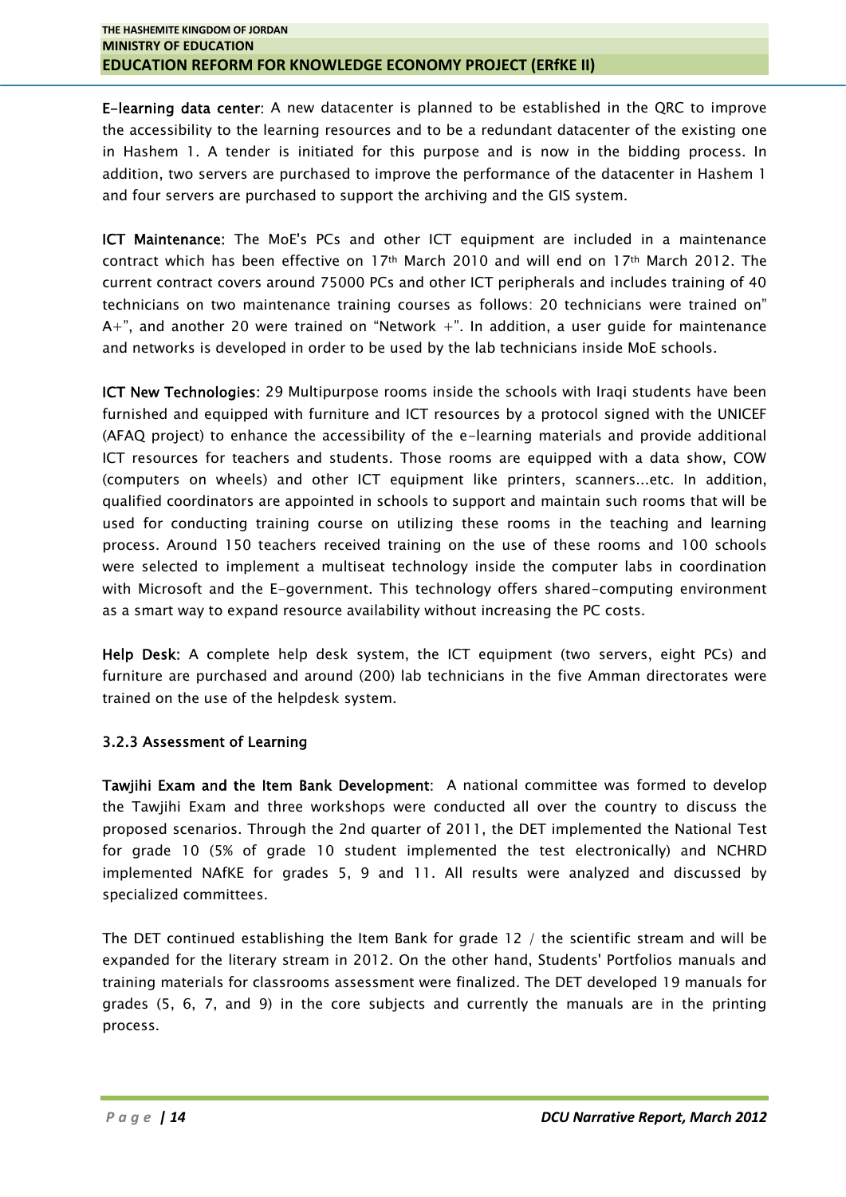**E-learning data center**: A new datacenter is planned to be established in the QRC to improve the accessibility to the learning resources and to be a redundant datacenter of the existing one in Hashem 1. A tender is initiated for this purpose and is now in the bidding process. In addition, two servers are purchased to improve the performance of the datacenter in Hashem 1 and four servers are purchased to support the archiving and the GIS system.

**ICT Maintenance**: The MoE's PCs and other ICT equipment are included in a maintenance contract which has been effective on 17th March 2010 and will end on 17th March 2012. The current contract covers around 75000 PCs and other ICT peripherals and includes training of 40 technicians on two maintenance training courses as follows: 20 technicians were trained on" A+", and another 20 were trained on "Network +". In addition, a user guide for maintenance and networks is developed in order to be used by the lab technicians inside MoE schools.

**ICT New Technologies**: 29 Multipurpose rooms inside the schools with Iraqi students have been furnished and equipped with furniture and ICT resources by a protocol signed with the UNICEF (AFAQ project) to enhance the accessibility of the e-learning materials and provide additional ICT resources for teachers and students. Those rooms are equipped with a data show, COW (computers on wheels) and other ICT equipment like printers, scanners...etc. In addition, qualified coordinators are appointed in schools to support and maintain such rooms that will be used for conducting training course on utilizing these rooms in the teaching and learning process. Around 150 teachers received training on the use of these rooms and 100 schools were selected to implement a multiseat technology inside the computer labs in coordination with Microsoft and the E-government. This technology offers shared-computing environment as a smart way to expand resource availability without increasing the PC costs.

**Help Desk**: A complete help desk system, the ICT equipment (two servers, eight PCs) and furniture are purchased and around (200) lab technicians in the five Amman directorates were trained on the use of the helpdesk system.

### 3.2.3 Assessment of Learning

**Tawjihi Exam and the Item Bank Development**: A national committee was formed to develop the Tawjihi Exam and three workshops were conducted all over the country to discuss the proposed scenarios. Through the 2nd quarter of 2011, the DET implemented the National Test for grade 10 (5% of grade 10 student implemented the test electronically) and NCHRD implemented NAfKE for grades 5, 9 and 11. All results were analyzed and discussed by specialized committees.

The DET continued establishing the Item Bank for grade 12 / the scientific stream and will be expanded for the literary stream in 2012. On the other hand, Students' Portfolios manuals and training materials for classrooms assessment were finalized. The DET developed 19 manuals for grades (5, 6, 7, and 9) in the core subjects and currently the manuals are in the printing process.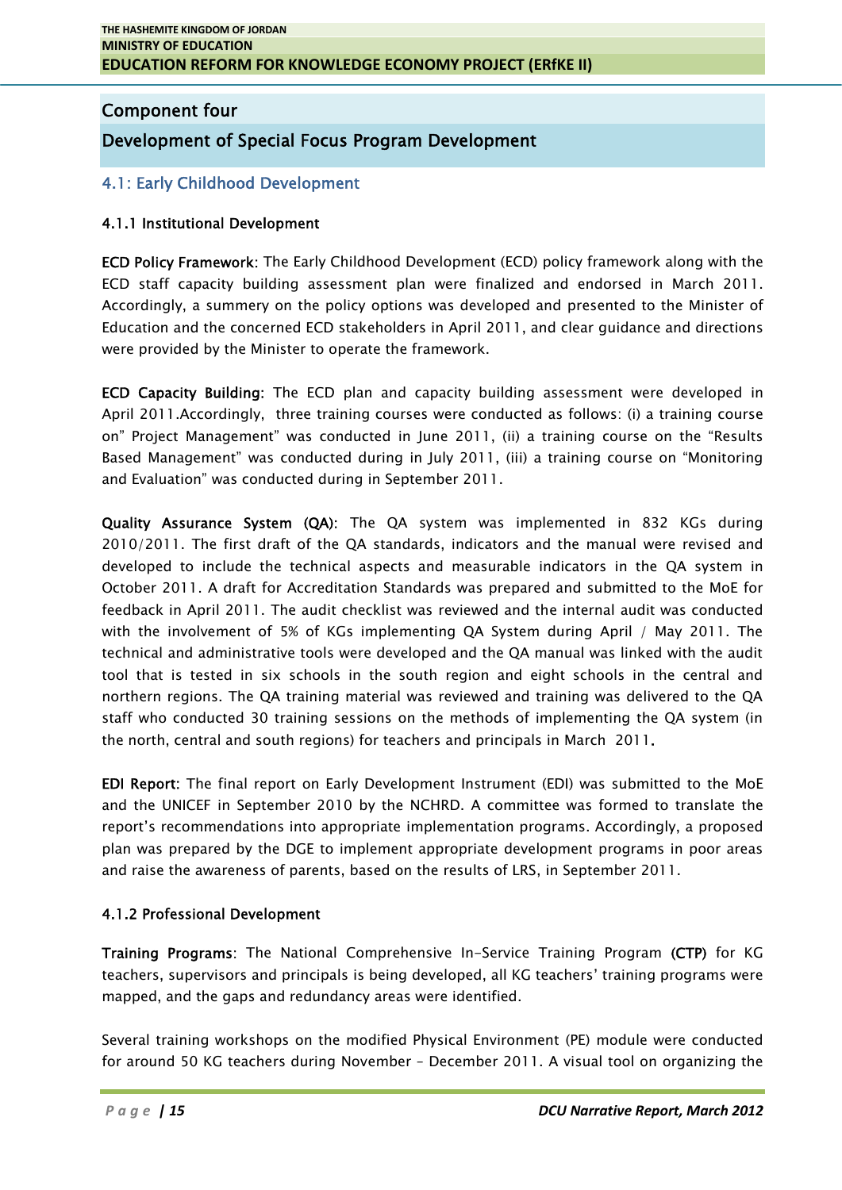## Component four

## Development of Special Focus Program Development

### 4.1: Early Childhood Development

#### 4.1.1 Institutional Development

**ECD Policy Framework**: The Early Childhood Development (ECD) policy framework along with the ECD staff capacity building assessment plan were finalized and endorsed in March 2011. Accordingly, a summery on the policy options was developed and presented to the Minister of Education and the concerned ECD stakeholders in April 2011, and clear guidance and directions were provided by the Minister to operate the framework.

**ECD Capacity Building**: The ECD plan and capacity building assessment were developed in April 2011.Accordingly, three training courses were conducted as follows: (i) a training course on" Project Management" was conducted in June 2011, (ii) a training course on the "Results Based Management" was conducted during in July 2011, (iii) a training course on "Monitoring and Evaluation" was conducted during in September 2011.

**Quality Assurance System (QA)**: The QA system was implemented in 832 KGs during 2010/2011. The first draft of the QA standards, indicators and the manual were revised and developed to include the technical aspects and measurable indicators in the QA system in October 2011. A draft for Accreditation Standards was prepared and submitted to the MoE for feedback in April 2011. The audit checklist was reviewed and the internal audit was conducted with the involvement of 5% of KGs implementing QA System during April / May 2011. The technical and administrative tools were developed and the QA manual was linked with the audit tool that is tested in six schools in the south region and eight schools in the central and northern regions. The QA training material was reviewed and training was delivered to the QA staff who conducted 30 training sessions on the methods of implementing the QA system (in the north, central and south regions) for teachers and principals in March 2011.

**EDI Report**: The final report on Early Development Instrument (EDI) was submitted to the MoE and the UNICEF in September 2010 by the NCHRD. A committee was formed to translate the report's recommendations into appropriate implementation programs. Accordingly, a proposed plan was prepared by the DGE to implement appropriate development programs in poor areas and raise the awareness of parents, based on the results of LRS, in September 2011.

#### 4.1.2 Professional Development

**Training Programs**: The National Comprehensive In-Service Training Program **(CTP)** for KG teachers, supervisors and principals is being developed, all KG teachers' training programs were mapped, and the gaps and redundancy areas were identified.

Several training workshops on the modified Physical Environment (PE) module were conducted for around 50 KG teachers during November - December 2011. A visual tool on organizing the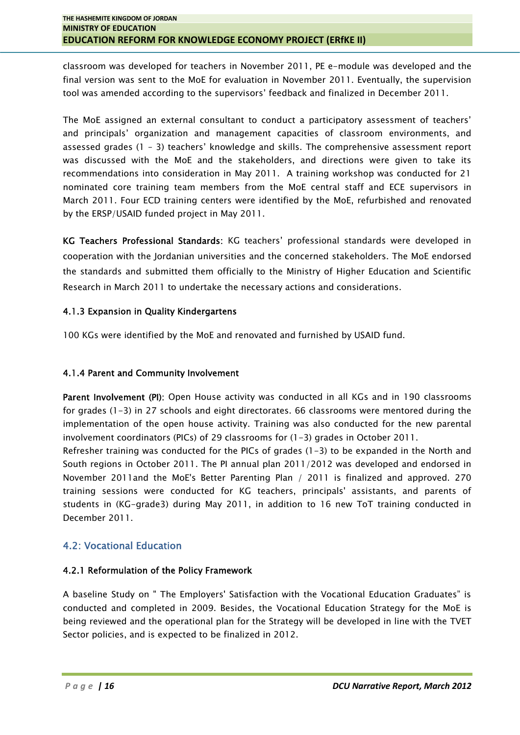classroom was developed for teachers in November 2011, PE e-module was developed and the final version was sent to the MoE for evaluation in November 2011. Eventually, the supervision tool was amended according to the supervisors' feedback and finalized in December 2011.

The MoE assigned an external consultant to conduct a participatory assessment of teachers' and principals' organization and management capacities of classroom environments, and assessed grades (1 – 3) teachers' knowledge and skills. The comprehensive assessment report was discussed with the MoE and the stakeholders, and directions were given to take its recommendations into consideration in May 2011. A training workshop was conducted for 21 nominated core training team members from the MoE central staff and ECE supervisors in March 2011. Four ECD training centers were identified by the MoE, refurbished and renovated by the ERSP/USAID funded project in May 2011.

**KG Teachers Professional Standards**: KG teachers' professional standards were developed in cooperation with the Jordanian universities and the concerned stakeholders. The MoE endorsed the standards and submitted them officially to the Ministry of Higher Education and Scientific Research in March 2011 to undertake the necessary actions and considerations.

#### 4.1.3 Expansion in Quality Kindergartens

100 KGs were identified by the MoE and renovated and furnished by USAID fund.

#### 4.1.4 Parent and Community Involvement

**Parent Involvement (PI)**: Open House activity was conducted in all KGs and in 190 classrooms for grades (1-3) in 27 schools and eight directorates. 66 classrooms were mentored during the implementation of the open house activity. Training was also conducted for the new parental involvement coordinators (PICs) of 29 classrooms for (1-3) grades in October 2011.
Refresher training was conducted for the PICs of grades (1-3) to be expanded in the North and South regions in October 2011. The PI annual plan 2011/2012 was developed and endorsed in November 2011and the MoE's Better Parenting Plan / 2011 is finalized and approved. 270 training sessions were conducted for KG teachers, principals' assistants, and parents of students in (KG-grade3) during May 2011, in addition to 16 new ToT training conducted in December 2011.

### 4.2: Vocational Education

#### 4.2.1 Reformulation of the Policy Framework

A baseline Study on " The Employers' Satisfaction with the Vocational Education Graduates" is conducted and completed in 2009. Besides, the Vocational Education Strategy for the MoE is being reviewed and the operational plan for the Strategy will be developed in line with the TVET Sector policies, and is expected to be finalized in 2012.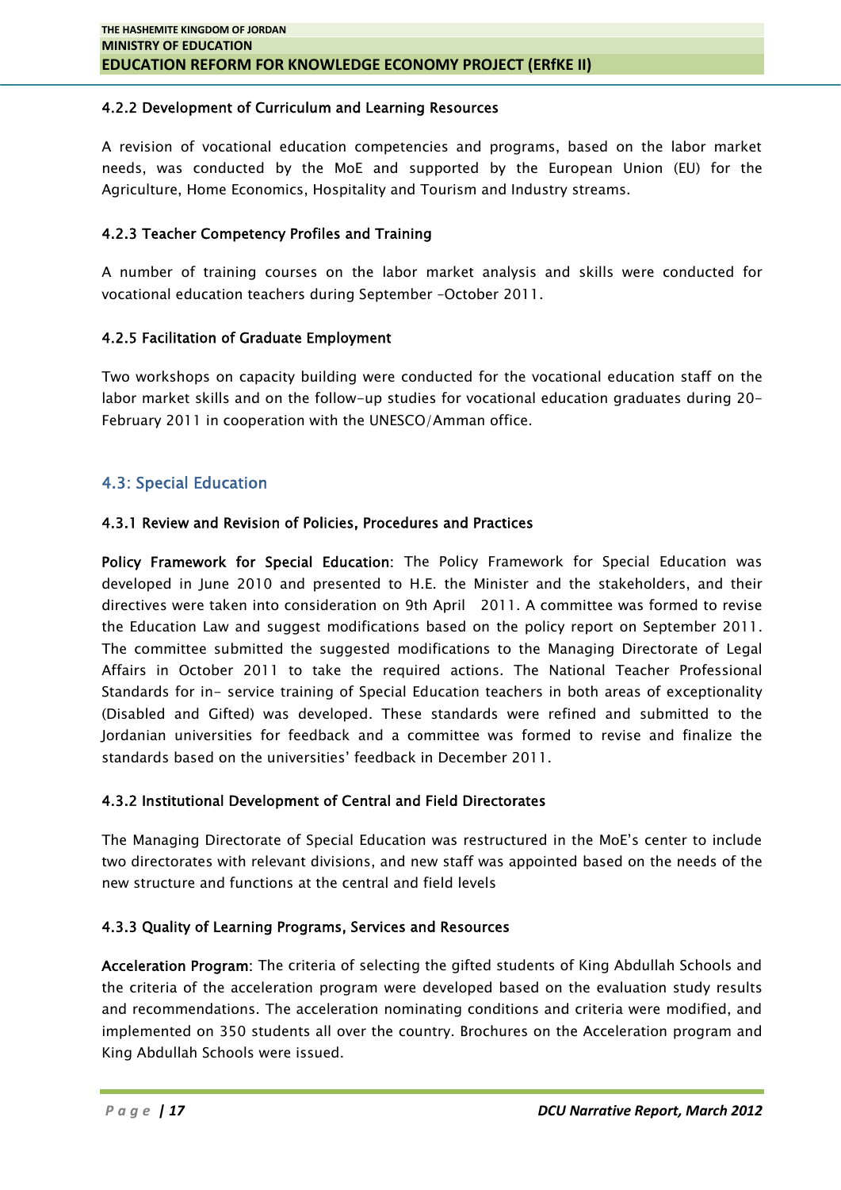#### 4.2.2 Development of Curriculum and Learning Resources

A revision of vocational education competencies and programs, based on the labor market needs, was conducted by the MoE and supported by the European Union (EU) for the Agriculture, Home Economics, Hospitality and Tourism and Industry streams.

#### 4.2.3 Teacher Competency Profiles and Training

A number of training courses on the labor market analysis and skills were conducted for vocational education teachers during September –October 2011.

#### 4.2.5 Facilitation of Graduate Employment

Two workshops on capacity building were conducted for the vocational education staff on the labor market skills and on the follow-up studies for vocational education graduates during 20-February 2011 in cooperation with the UNESCO/Amman office.

### 4.3: Special Education

#### 4.3.1 Review and Revision of Policies, Procedures and Practices

**Policy Framework for Special Education**: The Policy Framework for Special Education was developed in June 2010 and presented to H.E. the Minister and the stakeholders, and their directives were taken into consideration on 9th April 2011. A committee was formed to revise the Education Law and suggest modifications based on the policy report on September 2011. The committee submitted the suggested modifications to the Managing Directorate of Legal Affairs in October 2011 to take the required actions. The National Teacher Professional Standards for in- service training of Special Education teachers in both areas of exceptionality (Disabled and Gifted) was developed. These standards were refined and submitted to the Jordanian universities for feedback and a committee was formed to revise and finalize the standards based on the universities' feedback in December 2011.

#### 4.3.2 Institutional Development of Central and Field Directorates

The Managing Directorate of Special Education was restructured in the MoE's center to include two directorates with relevant divisions, and new staff was appointed based on the needs of the new structure and functions at the central and field levels

#### 4.3.3 Quality of Learning Programs, Services and Resources

**Acceleration Program**: The criteria of selecting the gifted students of King Abdullah Schools and the criteria of the acceleration program were developed based on the evaluation study results and recommendations. The acceleration nominating conditions and criteria were modified, and implemented on 350 students all over the country. Brochures on the Acceleration program and King Abdullah Schools were issued.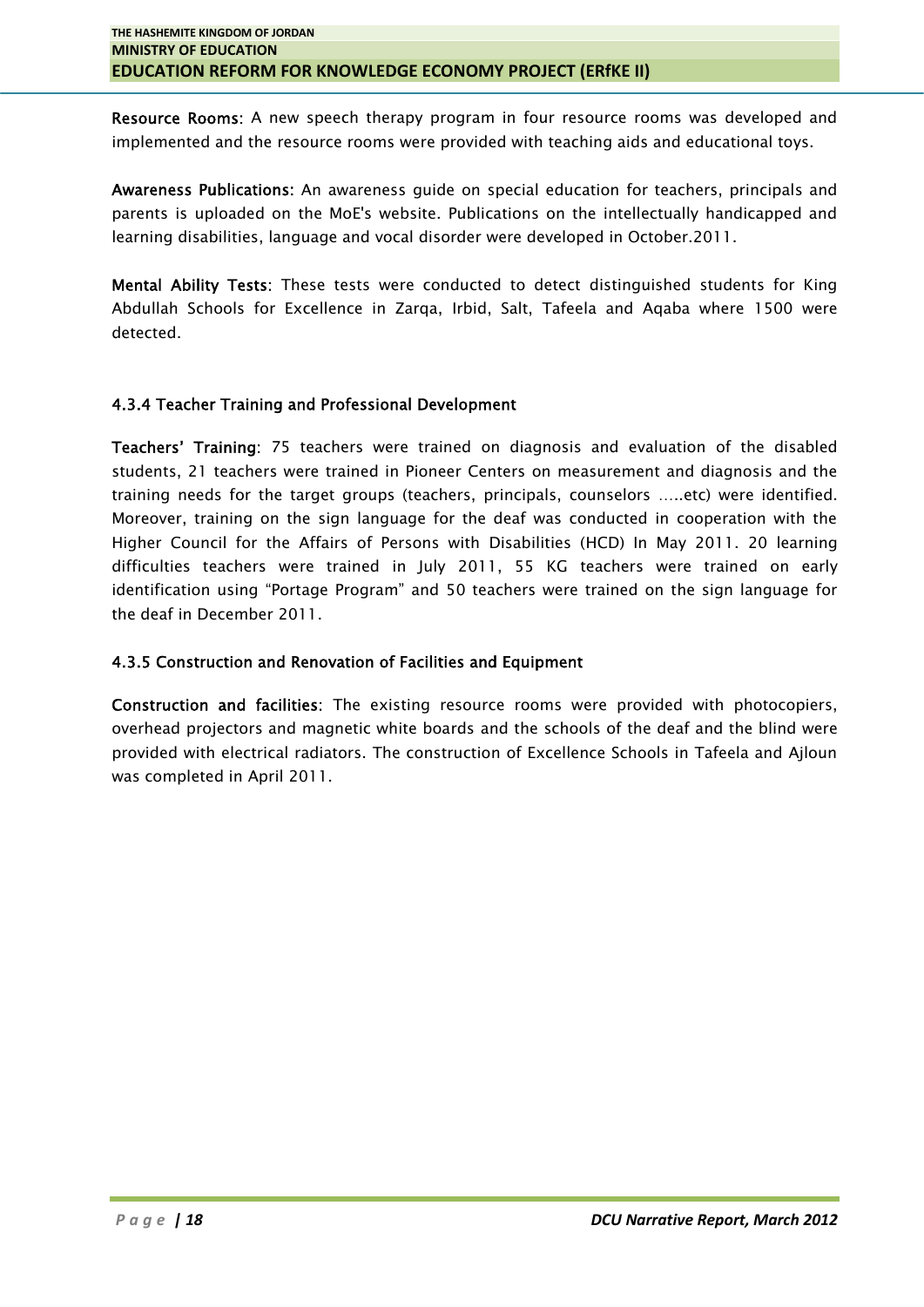**Resource Rooms**: A new speech therapy program in four resource rooms was developed and implemented and the resource rooms were provided with teaching aids and educational toys.

**Awareness Publications:** An awareness guide on special education for teachers, principals and parents is uploaded on the MoE's website. Publications on the intellectually handicapped and learning disabilities, language and vocal disorder were developed in October.2011.

**Mental Ability Tests**: These tests were conducted to detect distinguished students for King Abdullah Schools for Excellence in Zarqa, Irbid, Salt, Tafeela and Aqaba where 1500 were detected.

### 4.3.4 Teacher Training and Professional Development

**Teachers' Training**: 75 teachers were trained on diagnosis and evaluation of the disabled students, 21 teachers were trained in Pioneer Centers on measurement and diagnosis and the training needs for the target groups (teachers, principals, counselors …..etc) were identified. Moreover, training on the sign language for the deaf was conducted in cooperation with the Higher Council for the Affairs of Persons with Disabilities (HCD) In May 2011. 20 learning difficulties teachers were trained in July 2011, 55 KG teachers were trained on early identification using "Portage Program" and 50 teachers were trained on the sign language for the deaf in December 2011.

### 4.3.5 Construction and Renovation of Facilities and Equipment

**Construction and facilities**: The existing resource rooms were provided with photocopiers, overhead projectors and magnetic white boards and the schools of the deaf and the blind were provided with electrical radiators. The construction of Excellence Schools in Tafeela and Ajloun was completed in April 2011.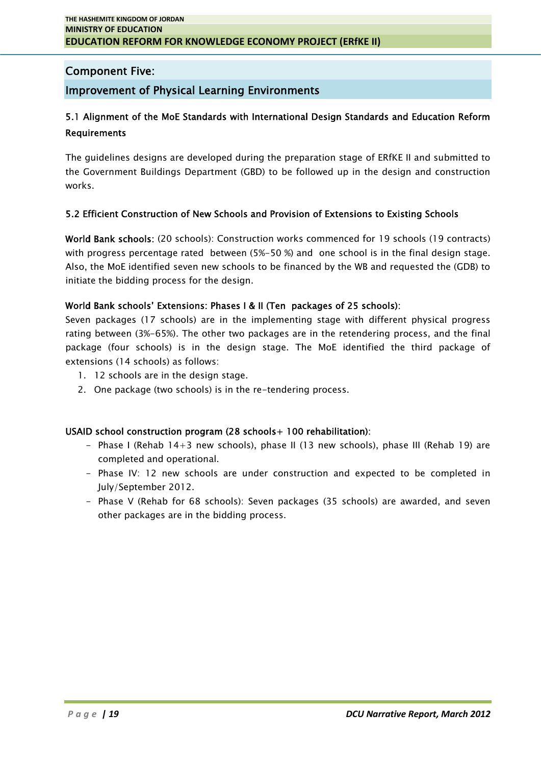# Component Five:

## Improvement of Physical Learning Environments

### 5.1 Alignment of the MoE Standards with International Design Standards and Education Reform Requirements

The guidelines designs are developed during the preparation stage of ERfKE II and submitted to the Government Buildings Department (GBD) to be followed up in the design and construction works.

### 5.2 Efficient Construction of New Schools and Provision of Extensions to Existing Schools

**World Bank schools**: (20 schools): Construction works commenced for 19 schools (19 contracts) with progress percentage rated between (5%-50 %) and one school is in the final design stage. Also, the MoE identified seven new schools to be financed by the WB and requested the (GDB) to initiate the bidding process for the design.

**World Bank schools' Extensions: Phases I & II (Ten packages of 25 schools)**:
Seven packages (17 schools) are in the implementing stage with different physical progress rating between (3%-65%). The other two packages are in the retendering process, and the final package (four schools) is in the design stage. The MoE identified the third package of extensions (14 schools) as follows:

1. 12 schools are in the design stage.
2. One package (two schools) is in the re-tendering process.

**USAID school construction program (28 schools+ 100 rehabilitation)**:

- Phase I (Rehab 14+3 new schools), phase II (13 new schools), phase III (Rehab 19) are completed and operational.
- Phase IV: 12 new schools are under construction and expected to be completed in July/September 2012.
- Phase V (Rehab for 68 schools): Seven packages (35 schools) are awarded, and seven other packages are in the bidding process.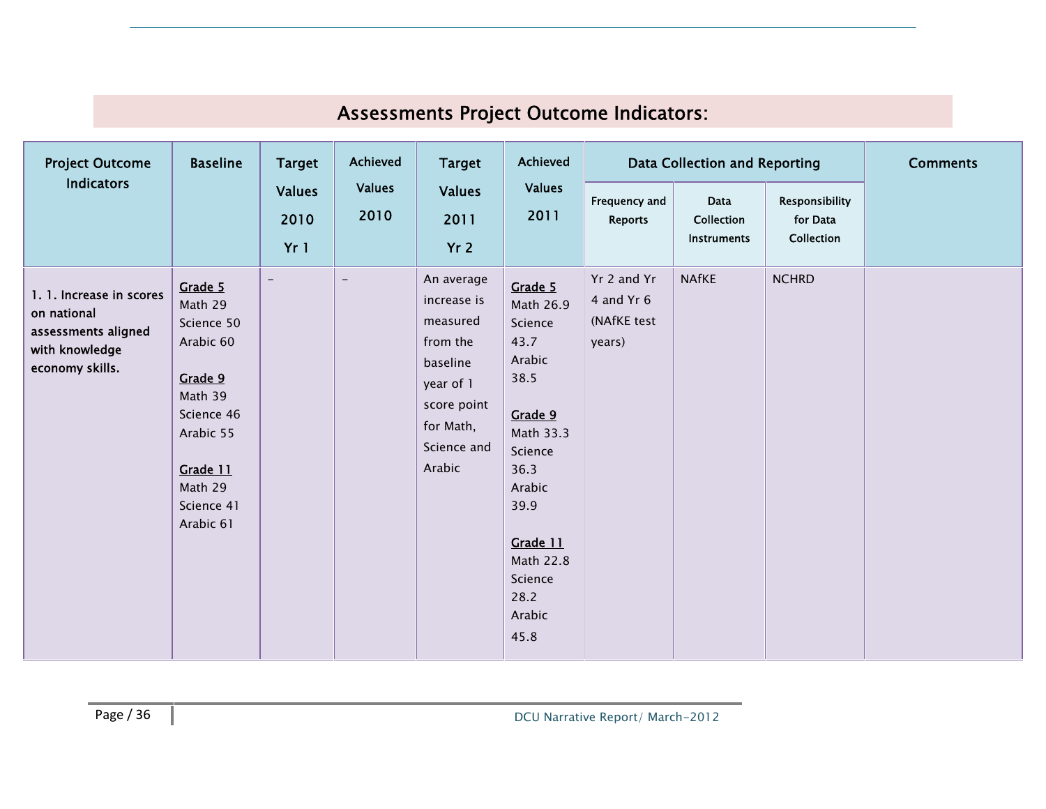## Assessments Project Outcome Indicators:

| Project Outcome Indicators | Baseline | Target Values 2010 Yr 1 | Achieved Values 2010 | Target Values 2011 Yr 2 | Achieved Values 2011 | Data Collection and Reporting | | | Comments |
|---|---|---|---|---|---|---|---|---|---|
| | | | | | | Frequency and Reports | Data Collection Instruments | Responsibility for Data Collection | |
| 1. 1. Increase in scores on national assessments aligned with knowledge economy skills. | **Grade 5**<br>Math 29<br>Science 50<br>Arabic 60<br><br>**Grade 9**<br>Math 39<br>Science 46<br>Arabic 55<br><br>**Grade 11**<br>Math 29<br>Science 41<br>Arabic 61 | - | - | An average increase is measured from the baseline year of 1 score point for Math, Science and Arabic | **Grade 5**<br>Math 26.9<br>Science 43.7<br>Arabic 38.5<br><br>**Grade 9**<br>Math 33.3<br>Science 36.3<br>Arabic 39.9<br><br>**Grade 11**<br>Math 22.8<br>Science 28.2<br>Arabic 45.8 | Yr 2 and Yr 4 and Yr 6 (NAfKE test years) | NAfKE | NCHRD | |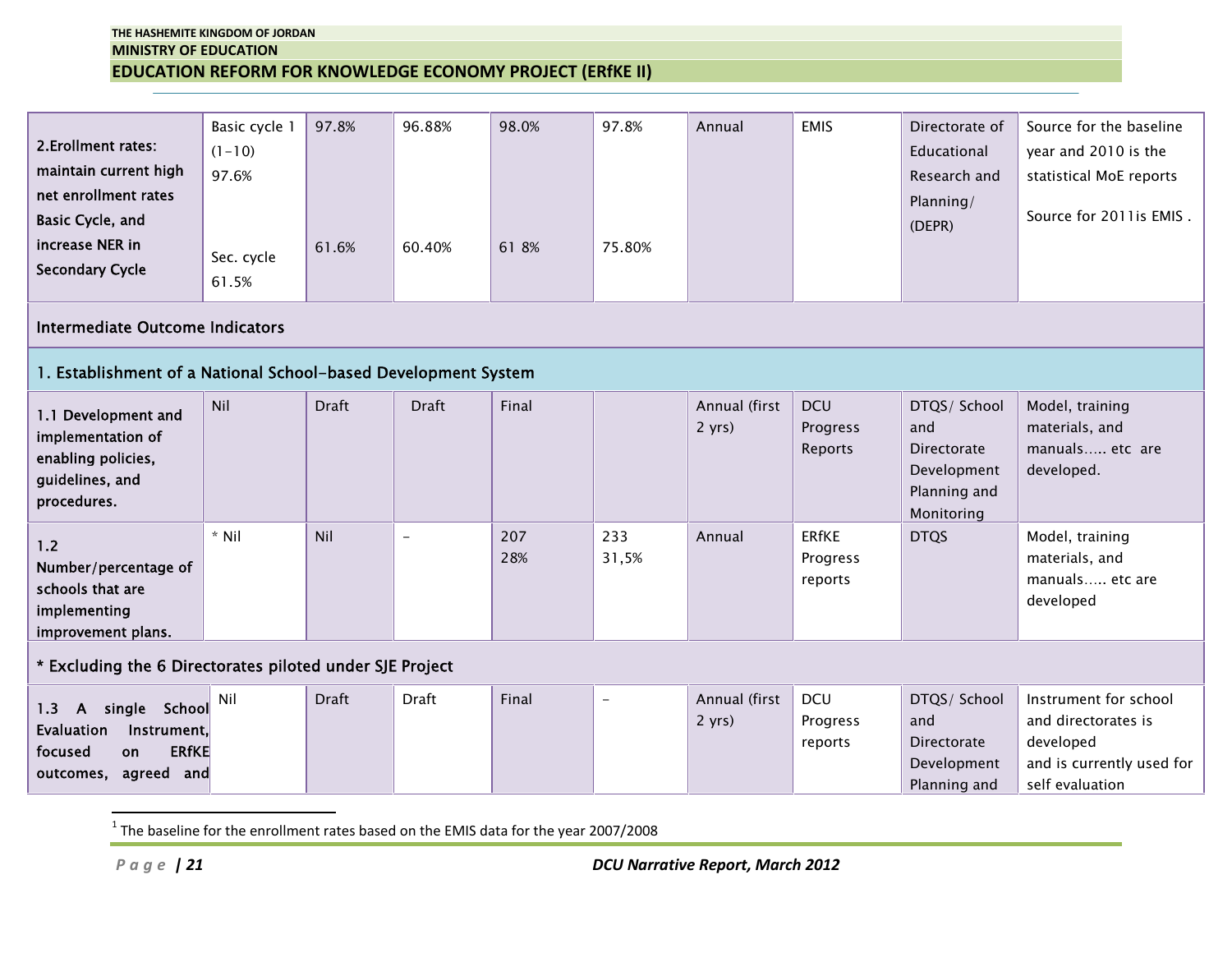| 2.Enrollment rates: maintain current high net enrollment rates Basic Cycle, and increase NER in Secondary Cycle | Basic cycle 1 (1-10) 97.6%<br><br>Sec. cycle 61.5% | 97.8%<br><br>61.6% | 96.88%<br><br>60.40% | 98.0%<br><br>61 8% | 97.8%<br><br>75.80% | Annual | EMIS | Directorate of Educational Research and Planning/ (DEPR) | Source for the baseline year and 2010 is the statistical MoE reports<br><br>Source for 2011is EMIS . |
|---|---|---|---|---|---|---|---|---|---|
| **Intermediate Outcome Indicators** | | | | | | | | | |
| **1. Establishment of a National School-based Development System** | | | | | | | | | |
| 1.1 Development and implementation of enabling policies, guidelines, and procedures. | Nil | Draft | Draft | Final | | Annual (first 2 yrs) | DCU Progress Reports | DTQS/ School and Directorate Development Planning and Monitoring | Model, training materials, and manuals….. etc are developed. |
| 1.2 Number/percentage of schools that are implementing improvement plans. | * Nil | Nil | - | 207<br>28% | 233<br>31,5% | Annual | ERfKE Progress reports | DTQS | Model, training materials, and manuals….. etc are developed |
| * Excluding the 6 Directorates piloted under SJE Project | | | | | | | | | |
| 1.3 A single School Evaluation Instrument, focused on ERfKE outcomes, agreed and | Nil | Draft | Draft | Final | - | Annual (first 2 yrs) | DCU Progress reports | DTQS/ School and Directorate Development Planning and | Instrument for school and directorates is developed<br>and is currently used for self evaluation |

[1] The baseline for the enrollment rates based on the EMIS data for the year 2007/2008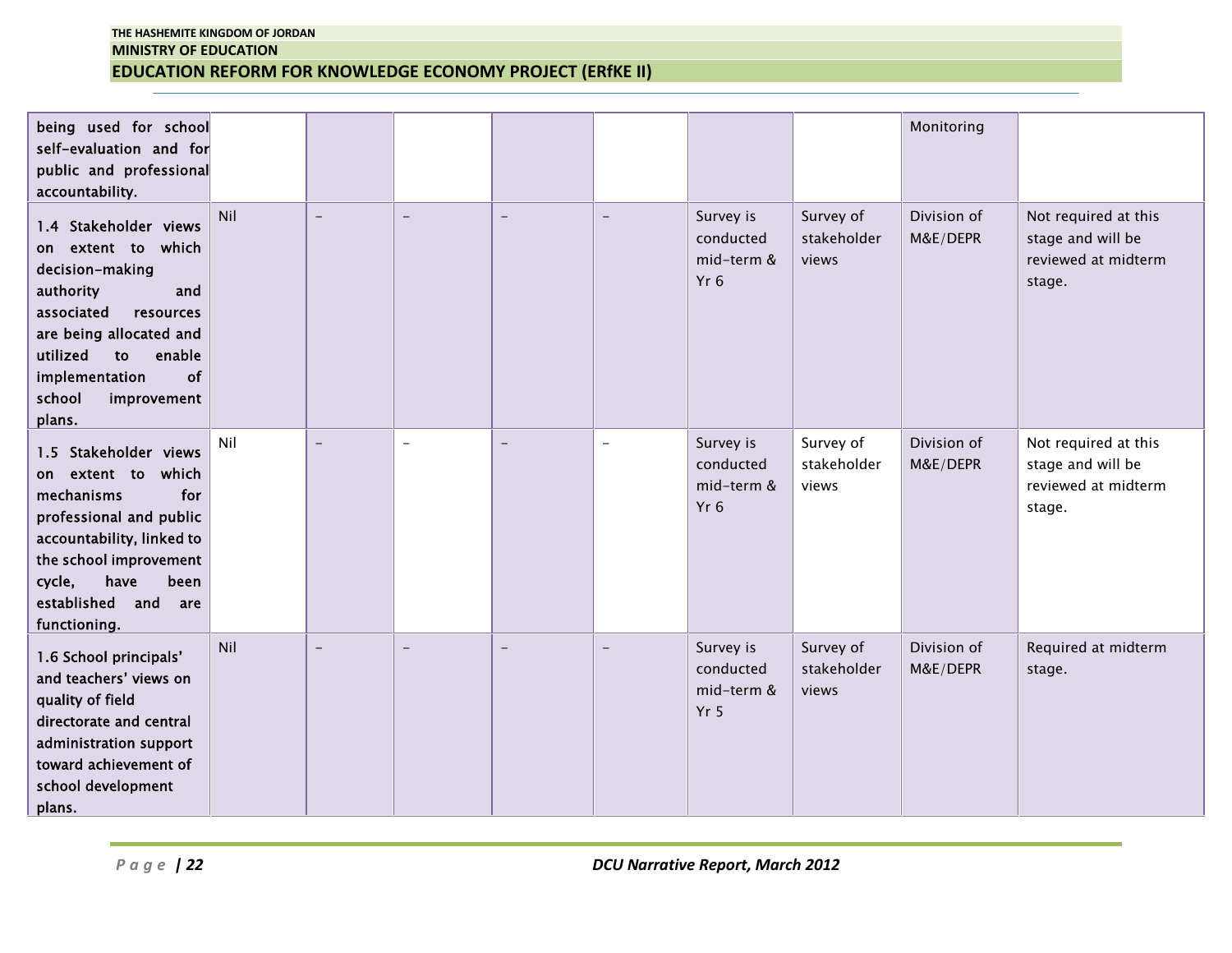| | | | | | | | | | |
|---|---|---|---|---|---|---|---|---|---|
| being used for school self-evaluation and for public and professional accountability. | | | | | | | | Monitoring | |
| 1.4 Stakeholder views on extent to which decision-making authority and associated resources are being allocated and utilized to enable implementation of school improvement plans. | Nil | - | - | - | - | Survey is conducted mid-term & Yr 6 | Survey of stakeholder views | Division of M&E/DEPR | Not required at this stage and will be reviewed at midterm stage. |
| 1.5 Stakeholder views on extent to which mechanisms for professional and public accountability, linked to the school improvement cycle, have been established and are functioning. | Nil | - | - | - | - | Survey is conducted mid-term & Yr 6 | Survey of stakeholder views | Division of M&E/DEPR | Not required at this stage and will be reviewed at midterm stage. |
| 1.6 School principals' and teachers' views on quality of field directorate and central administration support toward achievement of school development plans. | Nil | - | - | - | - | Survey is conducted mid-term & Yr 5 | Survey of stakeholder views | Division of M&E/DEPR | Required at midterm stage. |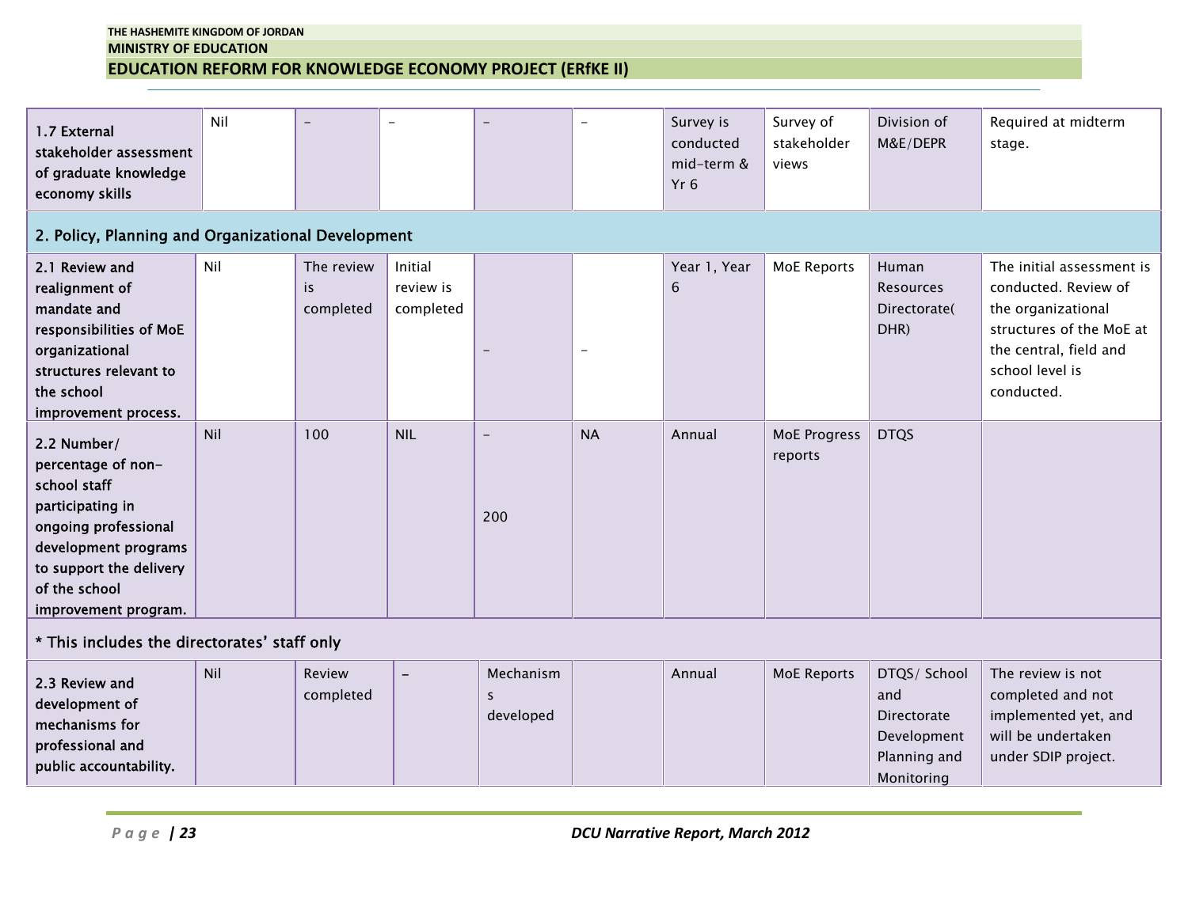| | | | | | | | | | |
|---|---|---|---|---|---|---|---|---|---|
| 1.7 External stakeholder assessment of graduate knowledge economy skills | Nil | – | – | – | – | Survey is conducted mid-term & Yr 6 | Survey of stakeholder views | Division of M&E/DEPR | Required at midterm stage. |
| **2. Policy, Planning and Organizational Development** | | | | | | | | | |
| 2.1 Review and realignment of mandate and responsibilities of MoE organizational structures relevant to the school improvement process. | Nil | The review is completed | Initial review is completed | – | – | Year 1, Year 6 | MoE Reports | Human Resources Directorate( DHR) | The initial assessment is conducted. Review of the organizational structures of the MoE at the central, field and school level is conducted. |
| 2.2 Number/ percentage of non-school staff participating in ongoing professional development programs to support the delivery of the school improvement program. | Nil | 100 | NIL | – 200 | NA | Annual | MoE Progress reports | DTQS | |
| * This includes the directorates' staff only | | | | | | | | | |
| 2.3 Review and development of mechanisms for professional and public accountability. | Nil | Review completed | – | Mechanisms developed | | Annual | MoE Reports | DTQS/ School and Directorate Development Planning and Monitoring | The review is not completed and not implemented yet, and will be undertaken under SDIP project. |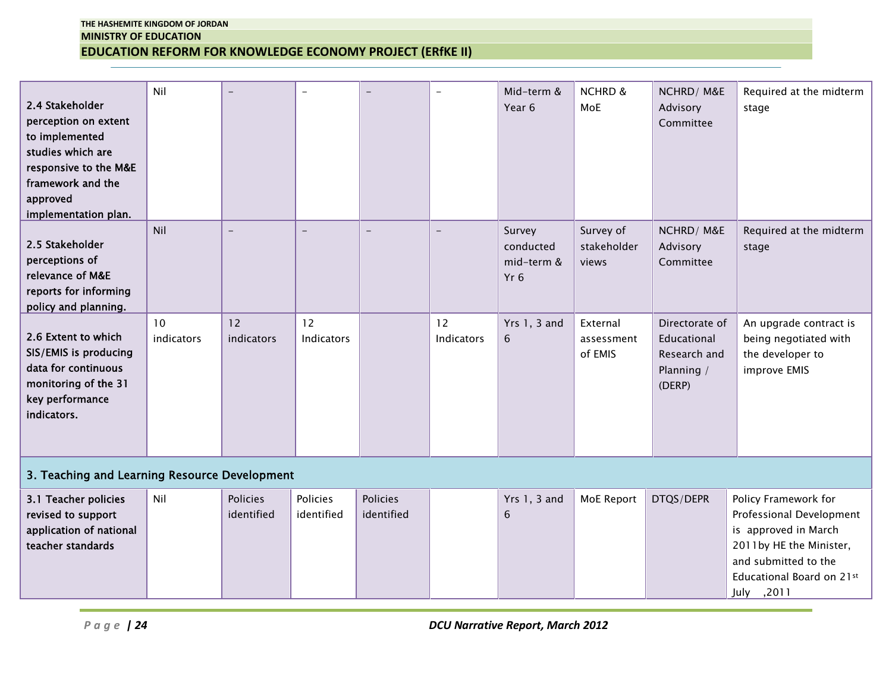|  |  |  |  |  |  |  |  |  |  |
|---|---|---|---|---|---|---|---|---|---|
| **2.4 Stakeholder perception on extent to implemented studies which are responsive to the M&E framework and the approved implementation plan.** | Nil | – | – | – | – | Mid-term & Year 6 | NCHRD & MoE | NCHRD/ M&E Advisory Committee | Required at the midterm stage |
| **2.5 Stakeholder perceptions of relevance of M&E reports for informing policy and planning.** | Nil | – | – | – | – | Survey conducted mid-term & Yr 6 | Survey of stakeholder views | NCHRD/ M&E Advisory Committee | Required at the midterm stage |
| **2.6 Extent to which SIS/EMIS is producing data for continuous monitoring of the 31 key performance indicators.** | 10 indicators | 12 indicators | 12 Indicators |  | 12 Indicators | Yrs 1, 3 and 6 | External assessment of EMIS | Directorate of Educational Research and Planning / (DERP) | An upgrade contract is being negotiated with the developer to improve EMIS |
| **3. Teaching and Learning Resource Development** |  |  |  |  |  |  |  |  |  |
| **3.1 Teacher policies revised to support application of national teacher standards** | Nil | Policies identified | Policies identified | Policies identified |  | Yrs 1, 3 and 6 | MoE Report | DTQS/DEPR | Policy Framework for Professional Development is approved in March 2011by HE the Minister, and submitted to the Educational Board on 21st July ,2011 |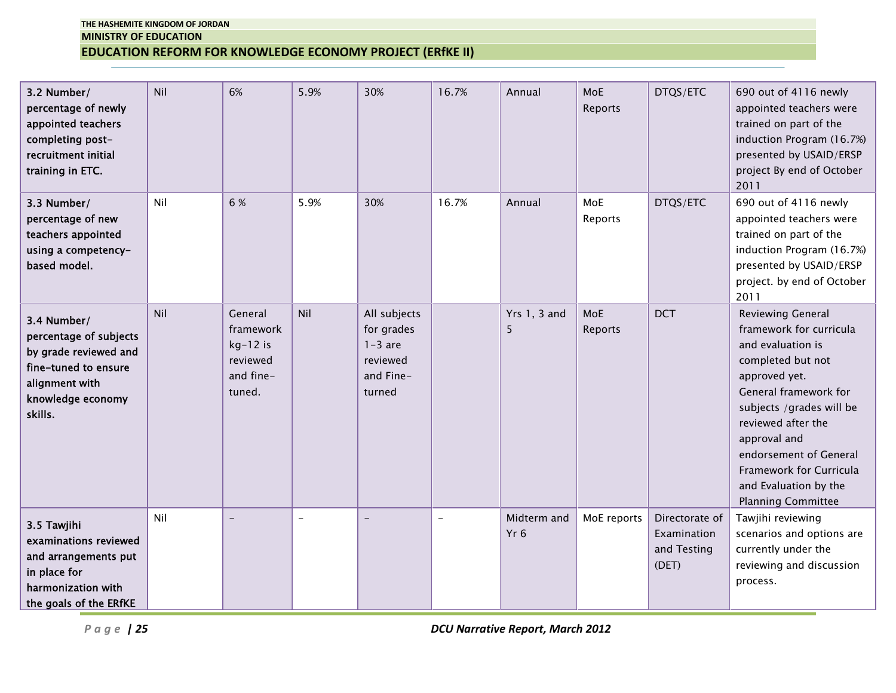| | | | | | | | | | |
|---|---|---|---|---|---|---|---|---|---|
| **3.2 Number/ percentage of newly appointed teachers completing post-recruitment initial training in ETC.** | Nil | 6% | 5.9% | 30% | 16.7% | Annual | MoE Reports | DTQS/ETC | 690 out of 4116 newly appointed teachers were trained on part of the induction Program (16.7%) presented by USAID/ERSP project By end of October 2011 |
| **3.3 Number/ percentage of new teachers appointed using a competency-based model.** | Nil | 6 % | 5.9% | 30% | 16.7% | Annual | MoE Reports | DTQS/ETC | 690 out of 4116 newly appointed teachers were trained on part of the induction Program (16.7%) presented by USAID/ERSP project. by end of October 2011 |
| **3.4 Number/ percentage of subjects by grade reviewed and fine-tuned to ensure alignment with knowledge economy skills.** | Nil | General framework kg-12 is reviewed and fine-tuned. | Nil | All subjects for grades 1-3 are reviewed and Fine-turned | | Yrs 1, 3 and 5 | MoE Reports | DCT | Reviewing General framework for curricula and evaluation is completed but not approved yet. General framework for subjects /grades will be reviewed after the approval and endorsement of General Framework for Curricula and Evaluation by the Planning Committee |
| **3.5 Tawjihi examinations reviewed and arrangements put in place for harmonization with the goals of the ERfKE** | Nil | - | - | - | - | Midterm and Yr 6 | MoE reports | Directorate of Examination and Testing (DET) | Tawjihi reviewing scenarios and options are currently under the reviewing and discussion process. |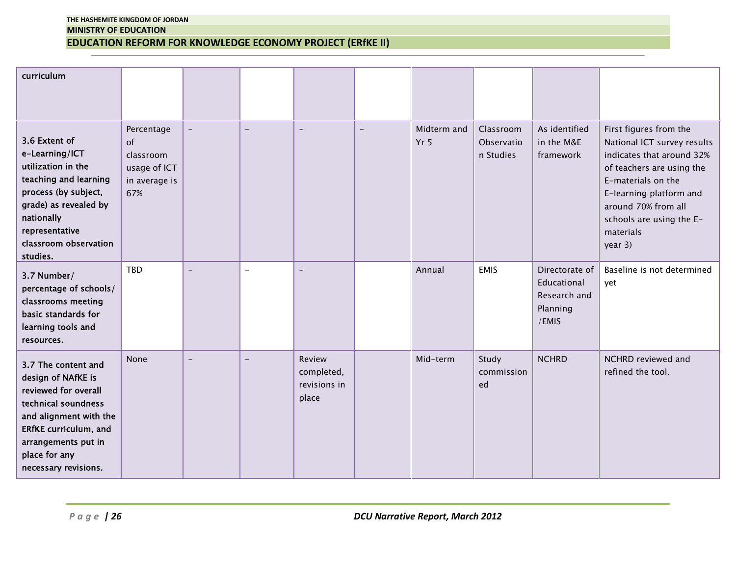| | | | | | | | | | |
|---|---|---|---|---|---|---|---|---|---|
| curriculum | | | | | | | | | |
| **3.6 Extent of e-Learning/ICT utilization in the teaching and learning process (by subject, grade) as revealed by nationally representative classroom observation studies.** | Percentage of classroom usage of ICT in average is 67% | - | - | - | - | Midterm and Yr 5 | Classroom Observation Studies | As identified in the M&E framework | First figures from the National ICT survey results indicates that around 32% of teachers are using the E-materials on the E-learning platform and around 70% from all schools are using the E-materials year 3) |
| **3.7 Number/ percentage of schools/ classrooms meeting basic standards for learning tools and resources.** | TBD | - | - | - | | Annual | EMIS | Directorate of Educational Research and Planning /EMIS | Baseline is not determined yet |
| **3.7 The content and design of NAfKE is reviewed for overall technical soundness and alignment with the ERfKE curriculum, and arrangements put in place for any necessary revisions.** | None | - | - | Review completed, revisions in place | | Mid-term | Study commissioned | NCHRD | NCHRD reviewed and refined the tool. |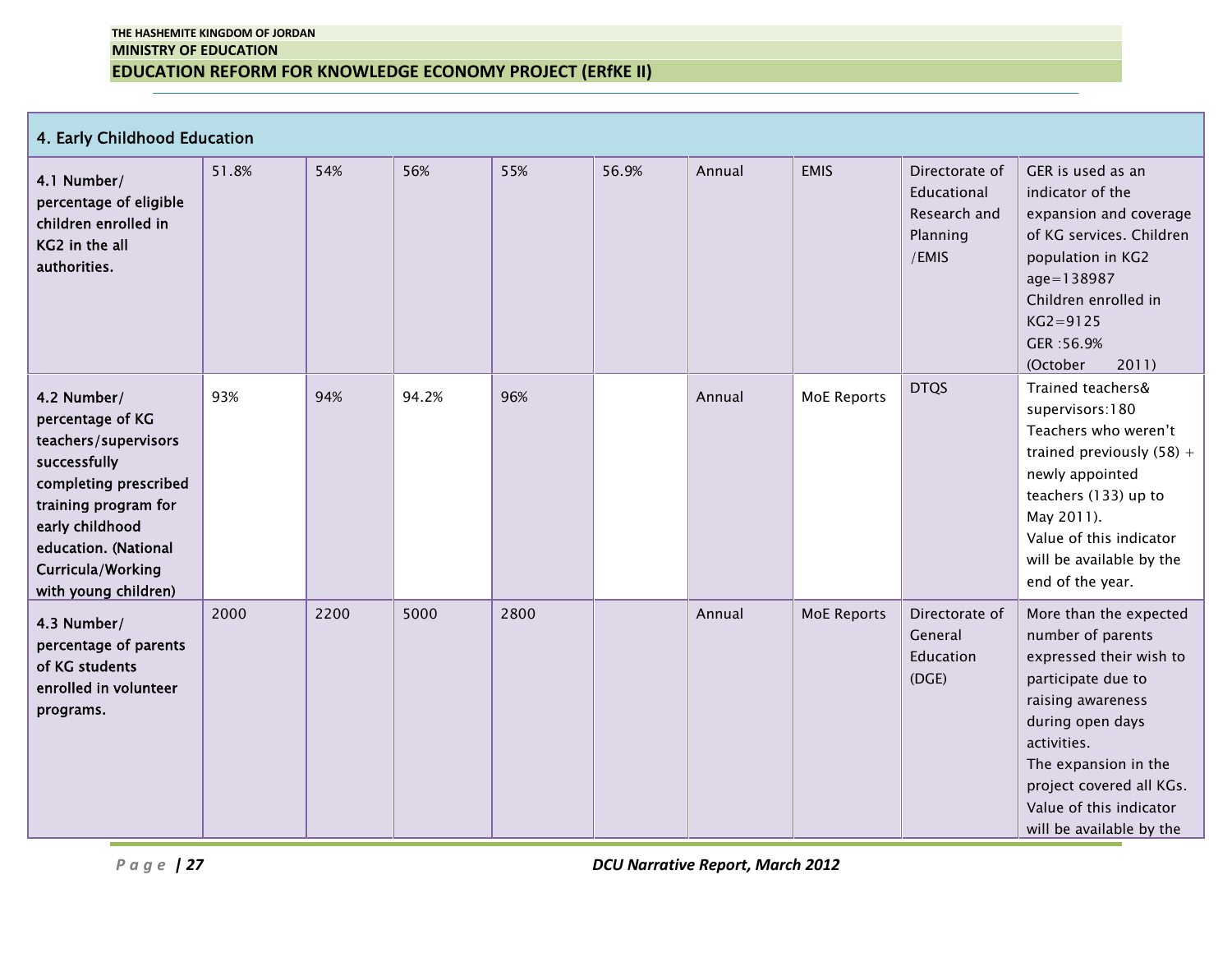| 4. Early Childhood Education | | | | | | | | | |
|---|---|---|---|---|---|---|---|---|---|
| **4.1 Number/ percentage of eligible children enrolled in KG2 in the all authorities.** | 51.8% | 54% | 56% | 55% | 56.9% | Annual | EMIS | Directorate of Educational Research and Planning /EMIS | GER is used as an indicator of the expansion and coverage of KG services. Children population in KG2 age=138987 Children enrolled in KG2=9125 GER :56.9% (October 2011) |
| **4.2 Number/ percentage of KG teachers/supervisors successfully completing prescribed training program for early childhood education. (National Curricula/Working with young children)** | 93% | 94% | 94.2% | 96% | | Annual | MoE Reports | DTQS | Trained teachers& supervisors:180 Teachers who weren't trained previously (58) + newly appointed teachers (133) up to May 2011). Value of this indicator will be available by the end of the year. |
| **4.3 Number/ percentage of parents of KG students enrolled in volunteer programs.** | 2000 | 2200 | 5000 | 2800 | | Annual | MoE Reports | Directorate of General Education (DGE) | More than the expected number of parents expressed their wish to participate due to raising awareness during open days activities. The expansion in the project covered all KGs. Value of this indicator will be available by the |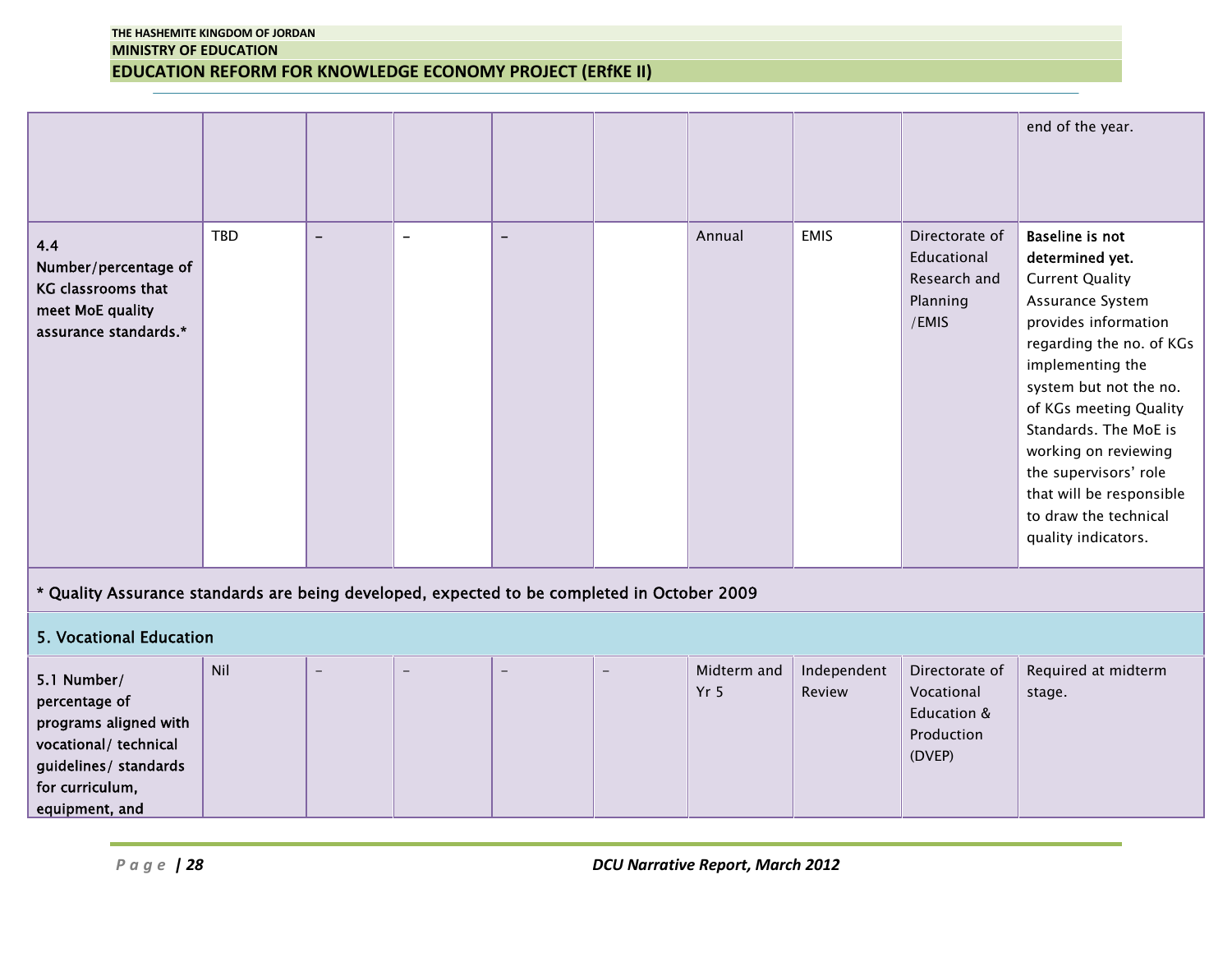| | | | | | | | | | |
|---|---|---|---|---|---|---|---|---|---|
| | | | | | | | | | end of the year. |
| 4.4 Number/percentage of KG classrooms that meet MoE quality assurance standards.* | TBD | – | – | – | | Annual | EMIS | Directorate of Educational Research and Planning /EMIS | **Baseline is not determined yet.** Current Quality Assurance System provides information regarding the no. of KGs implementing the system but not the no. of KGs meeting Quality Standards. The MoE is working on reviewing the supervisors' role that will be responsible to draw the technical quality indicators. |
| * Quality Assurance standards are being developed, expected to be completed in October 2009 | | | | | | | | | |
| **5. Vocational Education** | | | | | | | | | |
| 5.1 Number/ percentage of programs aligned with vocational/ technical guidelines/ standards for curriculum, equipment, and | Nil | – | – | – | – | Midterm and Yr 5 | Independent Review | Directorate of Vocational Education & Production (DVEP) | Required at midterm stage. |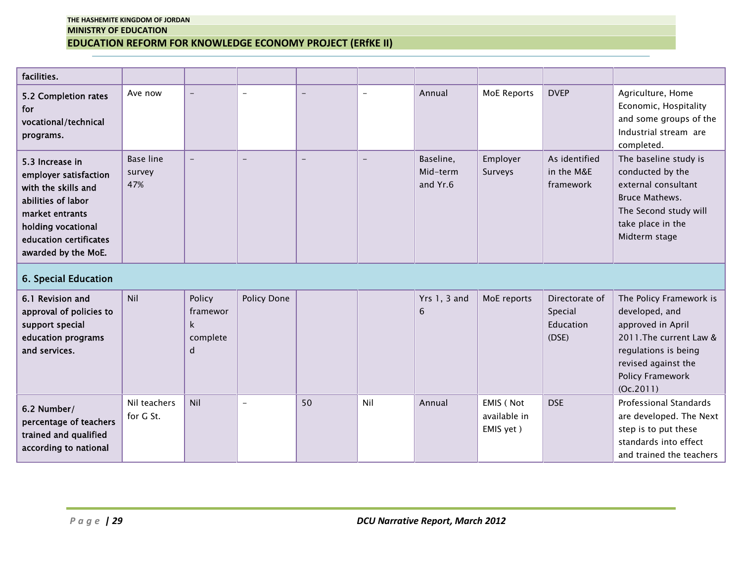| | | | | | | | | | |
|---|---|---|---|---|---|---|---|---|---|
| facilities. | | | | | | | | | |
| 5.2 Completion rates for vocational/technical programs. | Ave now | – | – | – | – | Annual | MoE Reports | DVEP | Agriculture, Home Economic, Hospitality and some groups of the Industrial stream are completed. |
| 5.3 Increase in employer satisfaction with the skills and abilities of labor market entrants holding vocational education certificates awarded by the MoE. | Base line survey 47% | – | – | – | – | Baseline, Mid-term and Yr.6 | Employer Surveys | As identified in the M&E framework | The baseline study is conducted by the external consultant Bruce Mathews. The Second study will take place in the Midterm stage |
| 6. Special Education | | | | | | | | | |
| 6.1 Revision and approval of policies to support special education programs and services. | Nil | Policy framework completed | Policy Done | | | Yrs 1, 3 and 6 | MoE reports | Directorate of Special Education (DSE) | The Policy Framework is developed, and approved in April 2011.The current Law & regulations is being revised against the Policy Framework (Oc.2011) |
| 6.2 Number/ percentage of teachers trained and qualified according to national | Nil teachers for G St. | Nil | – | 50 | Nil | Annual | EMIS ( Not available in EMIS yet ) | DSE | Professional Standards are developed. The Next step is to put these standards into effect and trained the teachers |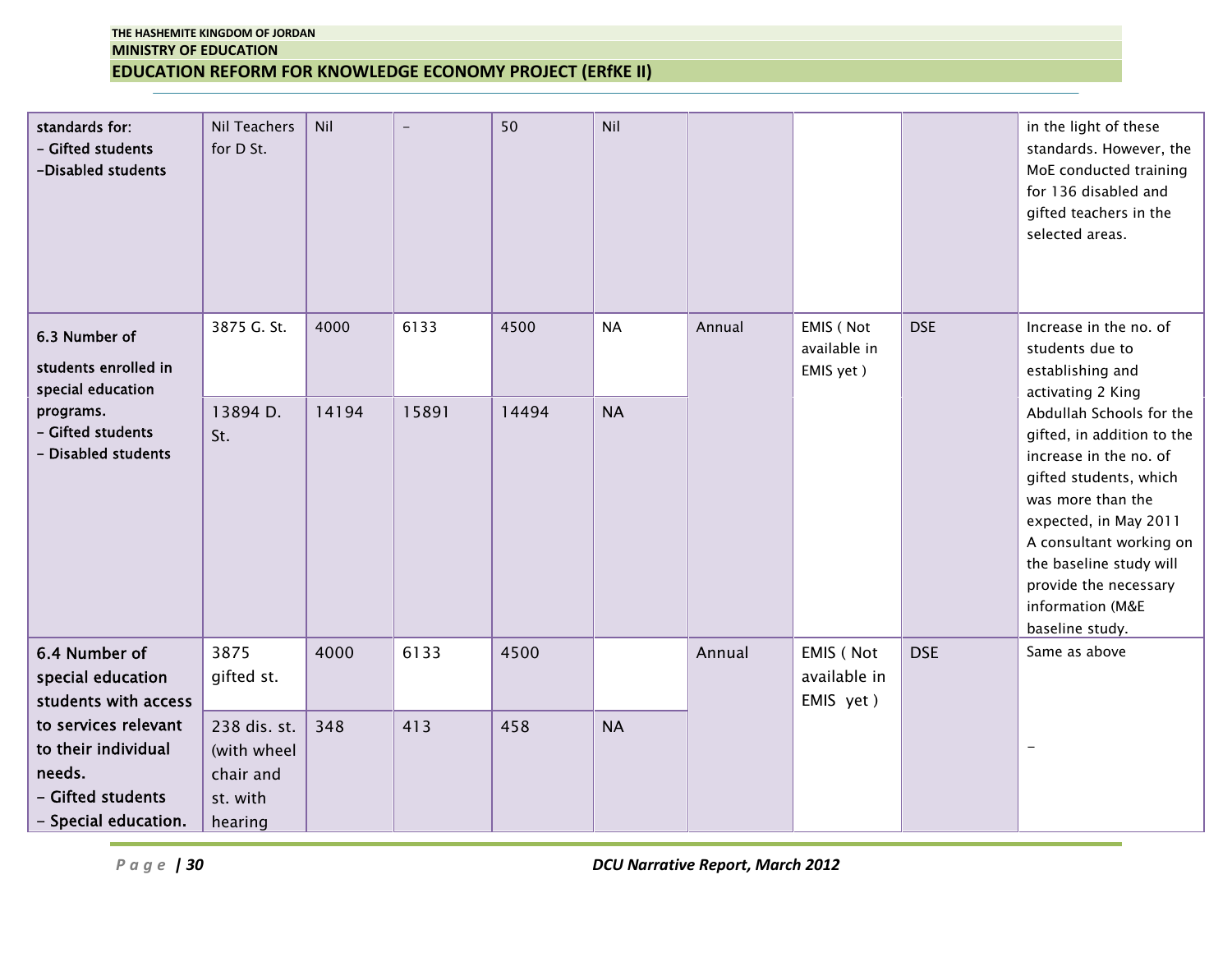| | | | | | | | | | |
|---|---|---|---|---|---|---|---|---|---|
| standards for:<br>- Gifted students<br>-Disabled students | Nil Teachers for D St. | Nil | - | 50 | Nil | | | | in the light of these standards. However, the MoE conducted training for 136 disabled and gifted teachers in the selected areas. |
| 6.3 Number of students enrolled in special education programs.<br>- Gifted students<br>- Disabled students | 3875 G. St. | 4000 | 6133 | 4500 | NA | Annual | EMIS ( Not available in EMIS yet ) | DSE | Increase in the no. of students due to establishing and activating 2 King Abdullah Schools for the gifted, in addition to the increase in the no. of gifted students, which was more than the expected, in May 2011 A consultant working on the baseline study will provide the necessary information (M&E baseline study. |
| | 13894 D. St. | 14194 | 15891 | 14494 | NA | | | | |
| 6.4 Number of special education students with access to services relevant to their individual needs.<br>- Gifted students<br>- Special education. | 3875 gifted st. | 4000 | 6133 | 4500 | | Annual | EMIS ( Not available in EMIS yet ) | DSE | Same as above |
| | 238 dis. st. (with wheel chair and st. with hearing | 348 | 413 | 458 | NA | | | | - |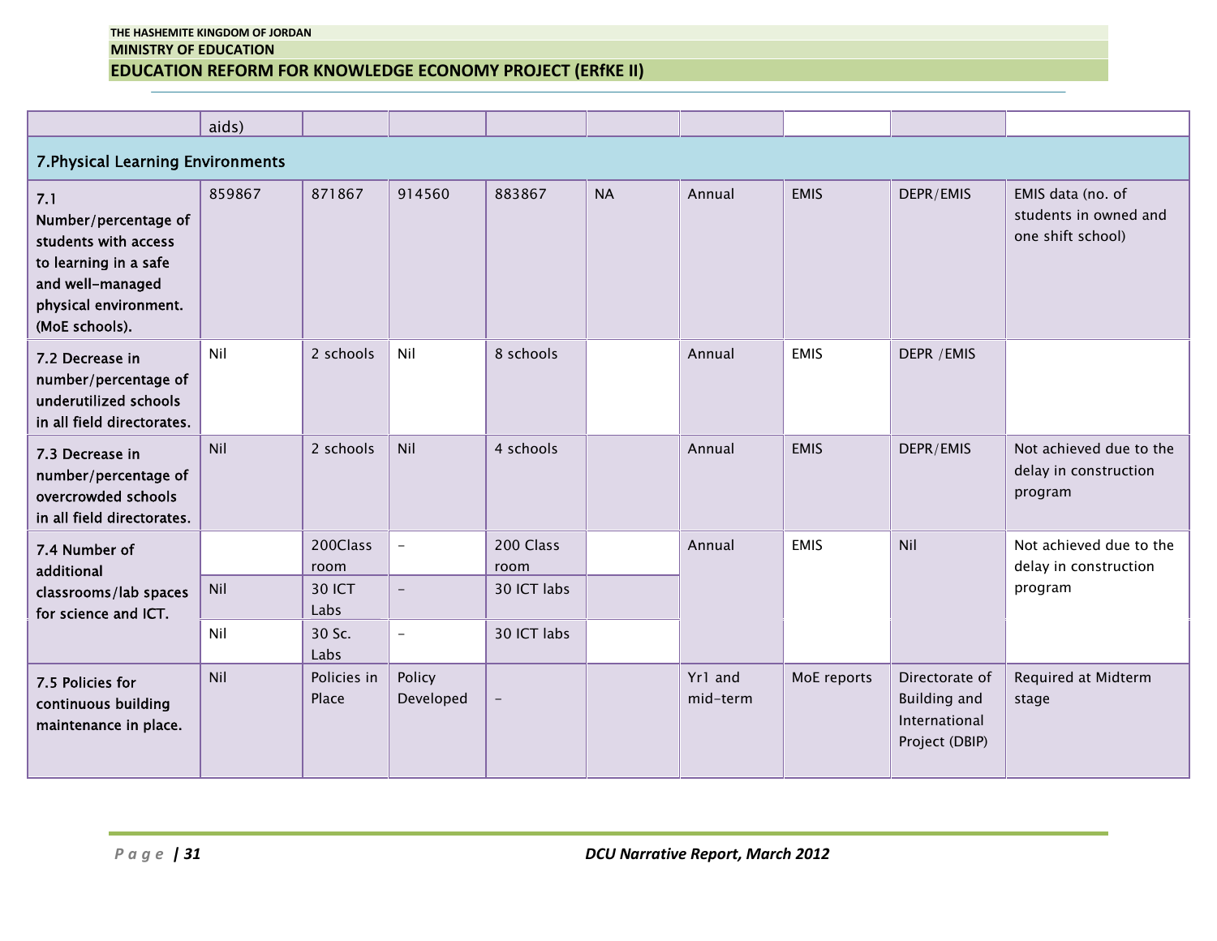| | | | | | | | | | |
|---|---|---|---|---|---|---|---|---|---|
| | aids) | | | | | | | | |
| **7.Physical Learning Environments** | | | | | | | | | |
| **7.1 Number/percentage of students with access to learning in a safe and well-managed physical environment. (MoE schools).** | 859867 | 871867 | 914560 | 883867 | NA | Annual | EMIS | DEPR/EMIS | EMIS data (no. of students in owned and one shift school) |
| **7.2 Decrease in number/percentage of underutilized schools in all field directorates.** | Nil | 2 schools | Nil | 8 schools | | Annual | EMIS | DEPR /EMIS | |
| **7.3 Decrease in number/percentage of overcrowded schools in all field directorates.** | Nil | 2 schools | Nil | 4 schools | | Annual | EMIS | DEPR/EMIS | Not achieved due to the delay in construction program |
| **7.4 Number of additional classrooms/lab spaces for science and ICT.** | | 200Class room | - | 200 Class room | | Annual | EMIS | Nil | Not achieved due to the delay in construction program |
| | Nil | 30 ICT Labs | - | 30 ICT labs | | | | | |
| | Nil | 30 Sc. Labs | - | 30 ICT labs | | | | | |
| **7.5 Policies for continuous building maintenance in place.** | Nil | Policies in Place | Policy Developed | - | | Yr1 and mid-term | MoE reports | Directorate of Building and International Project (DBIP) | Required at Midterm stage |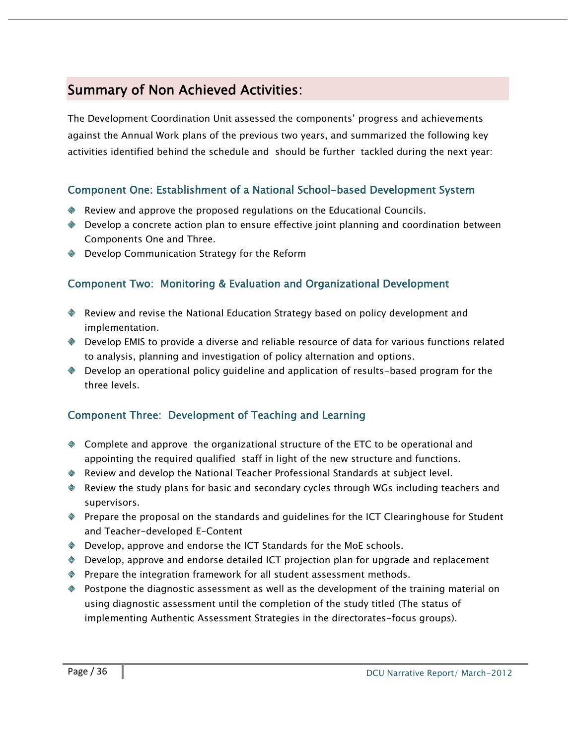## Summary of Non Achieved Activities:

The Development Coordination Unit assessed the components' progress and achievements against the Annual Work plans of the previous two years, and summarized the following key activities identified behind the schedule and should be further tackled during the next year:

### Component One: Establishment of a National School-based Development System

- Review and approve the proposed regulations on the Educational Councils.
- Develop a concrete action plan to ensure effective joint planning and coordination between Components One and Three.
- Develop Communication Strategy for the Reform

### Component Two: Monitoring & Evaluation and Organizational Development

- Review and revise the National Education Strategy based on policy development and implementation.
- Develop EMIS to provide a diverse and reliable resource of data for various functions related to analysis, planning and investigation of policy alternation and options.
- Develop an operational policy guideline and application of results-based program for the three levels.

### Component Three: Development of Teaching and Learning

- Complete and approve the organizational structure of the ETC to be operational and appointing the required qualified staff in light of the new structure and functions.
- Review and develop the National Teacher Professional Standards at subject level.
- Review the study plans for basic and secondary cycles through WGs including teachers and supervisors.
- Prepare the proposal on the standards and guidelines for the ICT Clearinghouse for Student and Teacher-developed E-Content
- Develop, approve and endorse the ICT Standards for the MoE schools.
- Develop, approve and endorse detailed ICT projection plan for upgrade and replacement
- Prepare the integration framework for all student assessment methods.
- Postpone the diagnostic assessment as well as the development of the training material on using diagnostic assessment until the completion of the study titled (The status of implementing Authentic Assessment Strategies in the directorates-focus groups).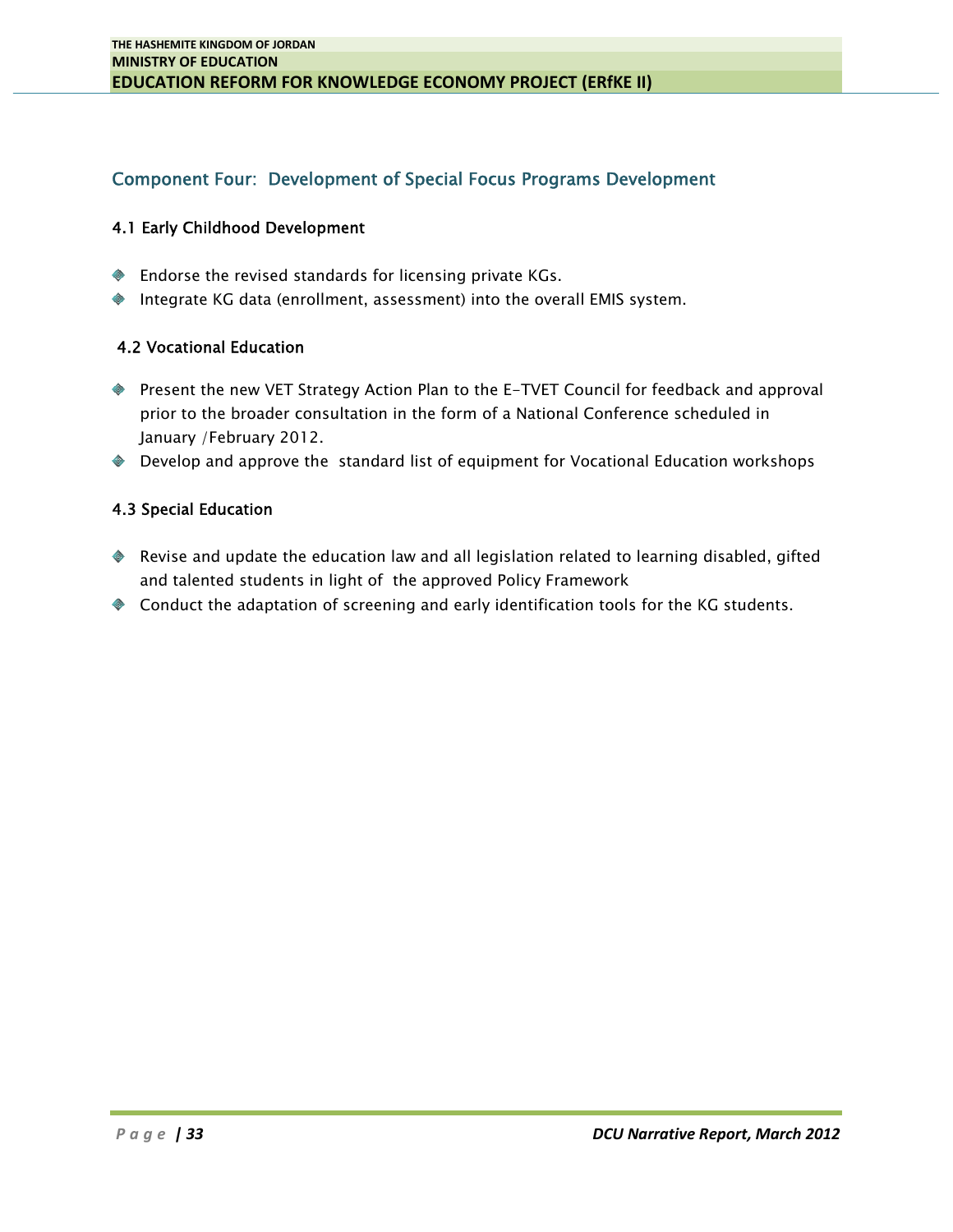## Component Four: Development of Special Focus Programs Development

### 4.1 Early Childhood Development

- Endorse the revised standards for licensing private KGs.
- Integrate KG data (enrollment, assessment) into the overall EMIS system.

### 4.2 Vocational Education

- Present the new VET Strategy Action Plan to the E-TVET Council for feedback and approval prior to the broader consultation in the form of a National Conference scheduled in January /February 2012.
- Develop and approve the standard list of equipment for Vocational Education workshops

### 4.3 Special Education

- Revise and update the education law and all legislation related to learning disabled, gifted and talented students in light of the approved Policy Framework
- Conduct the adaptation of screening and early identification tools for the KG students.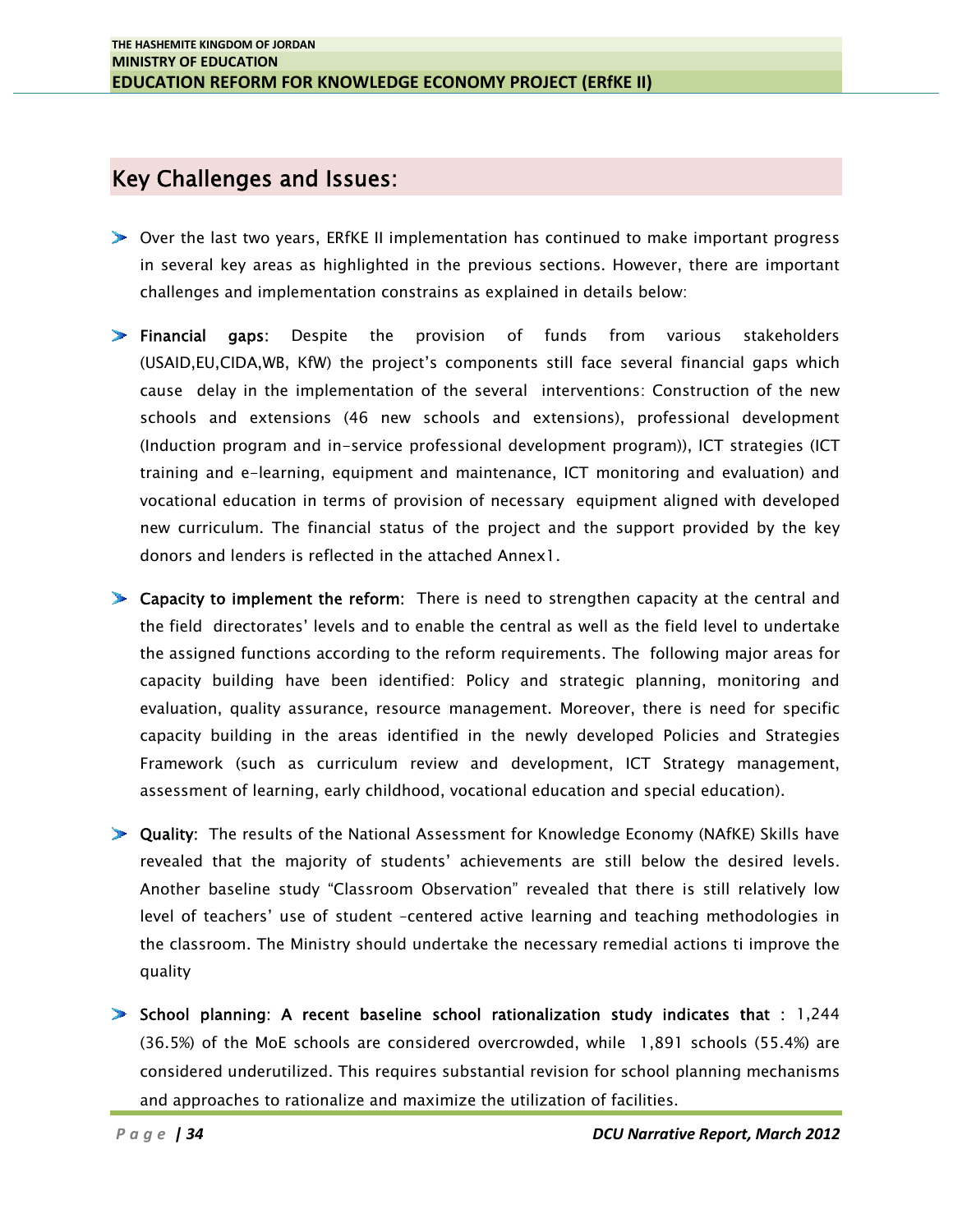## Key Challenges and Issues:

- Over the last two years, ERfKE II implementation has continued to make important progress in several key areas as highlighted in the previous sections. However, there are important challenges and implementation constrains as explained in details below:

- **Financial gaps:** Despite the provision of funds from various stakeholders (USAID,EU,CIDA,WB, KfW) the project's components still face several financial gaps which cause delay in the implementation of the several interventions: Construction of the new schools and extensions (46 new schools and extensions), professional development (Induction program and in-service professional development program)), ICT strategies (ICT training and e-learning, equipment and maintenance, ICT monitoring and evaluation) and vocational education in terms of provision of necessary equipment aligned with developed new curriculum. The financial status of the project and the support provided by the key donors and lenders is reflected in the attached Annex1.

- **Capacity to implement the reform:** There is need to strengthen capacity at the central and the field directorates' levels and to enable the central as well as the field level to undertake the assigned functions according to the reform requirements. The following major areas for capacity building have been identified: Policy and strategic planning, monitoring and evaluation, quality assurance, resource management. Moreover, there is need for specific capacity building in the areas identified in the newly developed Policies and Strategies Framework (such as curriculum review and development, ICT Strategy management, assessment of learning, early childhood, vocational education and special education).

- **Quality:** The results of the National Assessment for Knowledge Economy (NAfKE) Skills have revealed that the majority of students' achievements are still below the desired levels. Another baseline study "Classroom Observation" revealed that there is still relatively low level of teachers' use of student –centered active learning and teaching methodologies in the classroom. The Ministry should undertake the necessary remedial actions ti improve the quality

- **School planning: A recent baseline school rationalization study indicates that** : 1,244 (36.5%) of the MoE schools are considered overcrowded, while 1,891 schools (55.4%) are considered underutilized. This requires substantial revision for school planning mechanisms and approaches to rationalize and maximize the utilization of facilities.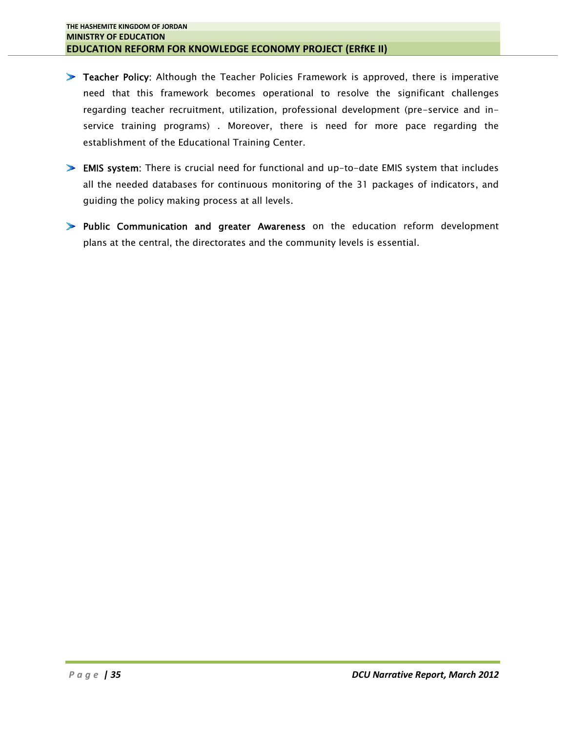- **Teacher Policy**: Although the Teacher Policies Framework is approved, there is imperative need that this framework becomes operational to resolve the significant challenges regarding teacher recruitment, utilization, professional development (pre-service and in-service training programs) . Moreover, there is need for more pace regarding the establishment of the Educational Training Center.

- **EMIS system**: There is crucial need for functional and up-to-date EMIS system that includes all the needed databases for continuous monitoring of the 31 packages of indicators, and guiding the policy making process at all levels.

- **Public Communication and greater Awareness** on the education reform development plans at the central, the directorates and the community levels is essential.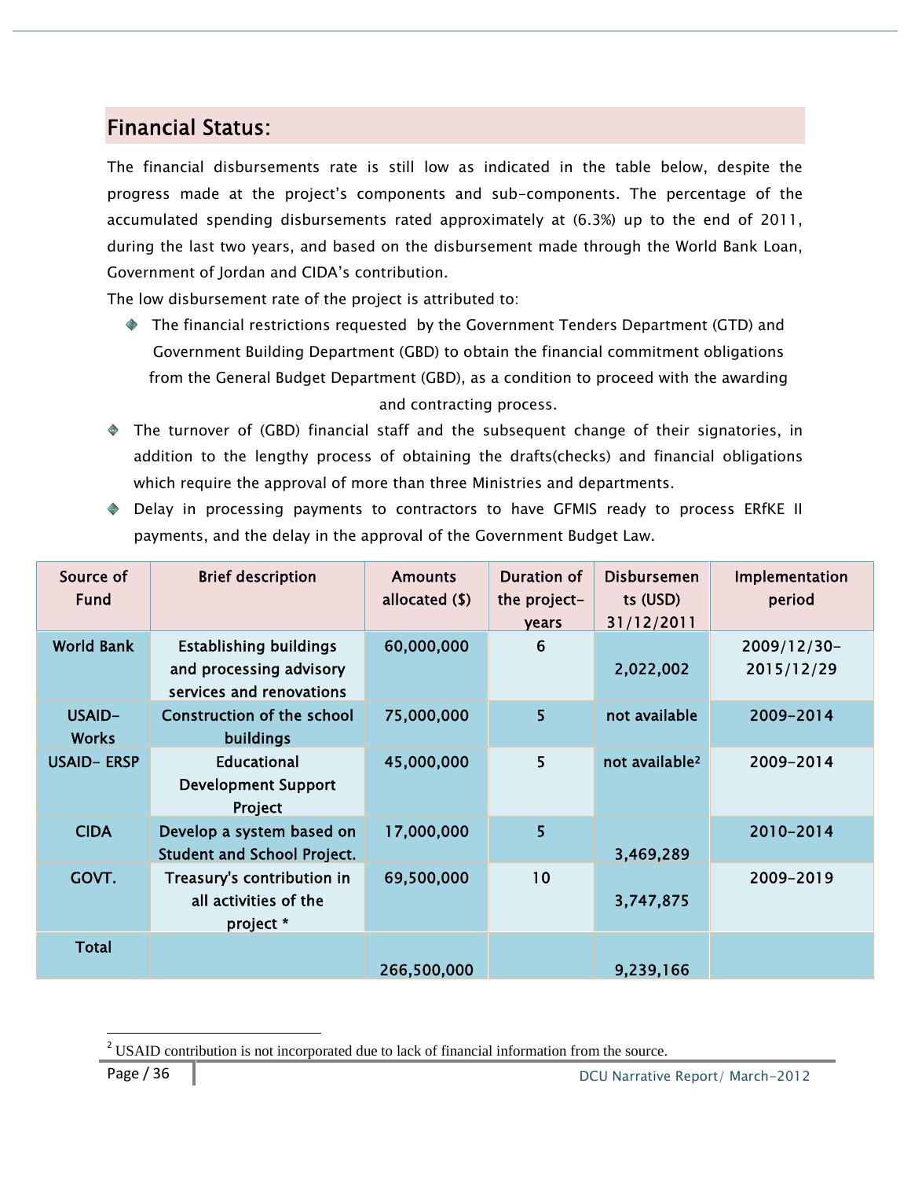## Financial Status:

The financial disbursements rate is still low as indicated in the table below, despite the progress made at the project's components and sub-components. The percentage of the accumulated spending disbursements rated approximately at (6.3%) up to the end of 2011, during the last two years, and based on the disbursement made through the World Bank Loan, Government of Jordan and CIDA's contribution.

The low disbursement rate of the project is attributed to:

- The financial restrictions requested by the Government Tenders Department (GTD) and Government Building Department (GBD) to obtain the financial commitment obligations from the General Budget Department (GBD), as a condition to proceed with the awarding and contracting process.
- The turnover of (GBD) financial staff and the subsequent change of their signatories, in addition to the lengthy process of obtaining the drafts(checks) and financial obligations which require the approval of more than three Ministries and departments.
- Delay in processing payments to contractors to have GFMIS ready to process ERfKE II payments, and the delay in the approval of the Government Budget Law.

| Source of Fund | Brief description | Amounts allocated ($) | Duration of the project-years | Disbursements (USD) 31/12/2011 | Implementation period |
|---|---|---|---|---|---|
| World Bank | Establishing buildings and processing advisory services and renovations | 60,000,000 | 6 | 2,022,002 | 2009/12/30-2015/12/29 |
| USAID-Works | Construction of the school buildings | 75,000,000 | 5 | not available | 2009-2014 |
| USAID- ERSP | Educational Development Support Project | 45,000,000 | 5 | not available[2] | 2009-2014 |
| CIDA | Develop a system based on Student and School Project. | 17,000,000 | 5 | 3,469,289 | 2010-2014 |
| GOVT. | Treasury's contribution in all activities of the project * | 69,500,000 | 10 | 3,747,875 | 2009-2019 |
| Total | | 266,500,000 | | 9,239,166 | |

[2] USAID contribution is not incorporated due to lack of financial information from the source.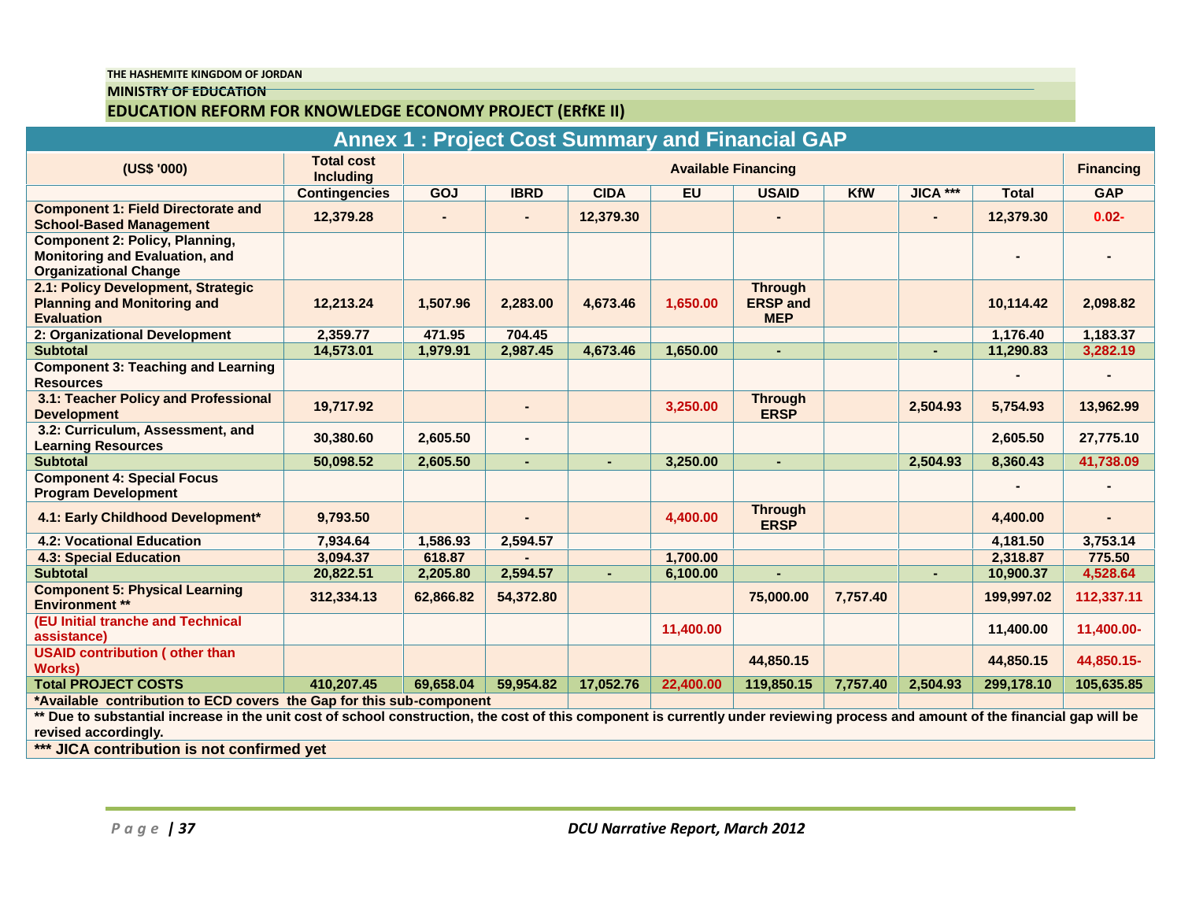THE HASHEMITE KINGDOM OF JORDAN

MINISTRY OF EDUCATION

**EDUCATION REFORM FOR KNOWLEDGE ECONOMY PROJECT (ERfKE II)**

## Annex 1 : Project Cost Summary and Financial GAP

| (US$ '000) | Total cost Including | Available Financing | | | | | | | | Financing |
|---|---|---|---|---|---|---|---|---|---|---|
| | Contingencies | GOJ | IBRD | CIDA | EU | USAID | KfW | JICA *** | Total | GAP |
| **Component 1: Field Directorate and School-Based Management** | 12,379.28 | - | - | 12,379.30 | | - | | - | 12,379.30 | 0.02- |
| **Component 2: Policy, Planning, Monitoring and Evaluation, and Organizational Change** | | | | | | | | | - | - |
| **2.1: Policy Development, Strategic Planning and Monitoring and Evaluation** | 12,213.24 | 1,507.96 | 2,283.00 | 4,673.46 | 1,650.00 | Through ERSP and MEP | | | 10,114.42 | 2,098.82 |
| **2: Organizational Development** | 2,359.77 | 471.95 | 704.45 | | | | | | 1,176.40 | 1,183.37 |
| **Subtotal** | 14,573.01 | 1,979.91 | 2,987.45 | 4,673.46 | 1,650.00 | - | | - | 11,290.83 | 3,282.19 |
| **Component 3: Teaching and Learning Resources** | | | | | | | | | - | - |
| **3.1: Teacher Policy and Professional Development** | 19,717.92 | | - | | 3,250.00 | Through ERSP | | 2,504.93 | 5,754.93 | 13,962.99 |
| **3.2: Curriculum, Assessment, and Learning Resources** | 30,380.60 | 2,605.50 | - | | | | | | 2,605.50 | 27,775.10 |
| **Subtotal** | 50,098.52 | 2,605.50 | - | - | 3,250.00 | - | | 2,504.93 | 8,360.43 | 41,738.09 |
| **Component 4: Special Focus Program Development** | | | | | | | | | - | - |
| **4.1: Early Childhood Development*** | 9,793.50 | | - | | 4,400.00 | Through ERSP | | | 4,400.00 | - |
| **4.2: Vocational Education** | 7,934.64 | 1,586.93 | 2,594.57 | | | | | | 4,181.50 | 3,753.14 |
| **4.3: Special Education** | 3,094.37 | 618.87 | - | | 1,700.00 | | | | 2,318.87 | 775.50 |
| **Subtotal** | 20,822.51 | 2,205.80 | 2,594.57 | - | 6,100.00 | - | | - | 10,900.37 | 4,528.64 |
| **Component 5: Physical Learning Environment **** | 312,334.13 | 62,866.82 | 54,372.80 | | | 75,000.00 | 7,757.40 | | 199,997.02 | 112,337.11 |
| **(EU Initial tranche and Technical assistance)** | | | | | 11,400.00 | | | | 11,400.00 | 11,400.00- |
| **USAID contribution ( other than Works)** | | | | | | 44,850.15 | | | 44,850.15 | 44,850.15- |
| **Total PROJECT COSTS** | 410,207.45 | 69,658.04 | 59,954.82 | 17,052.76 | 22,400.00 | 119,850.15 | 7,757.40 | 2,504.93 | 299,178.10 | 105,635.85 |

*Available contribution to ECD covers the Gap for this sub-component

** Due to substantial increase in the unit cost of school construction, the cost of this component is currently under reviewing process and amount of the financial gap will be revised accordingly.

*** JICA contribution is not confirmed yet